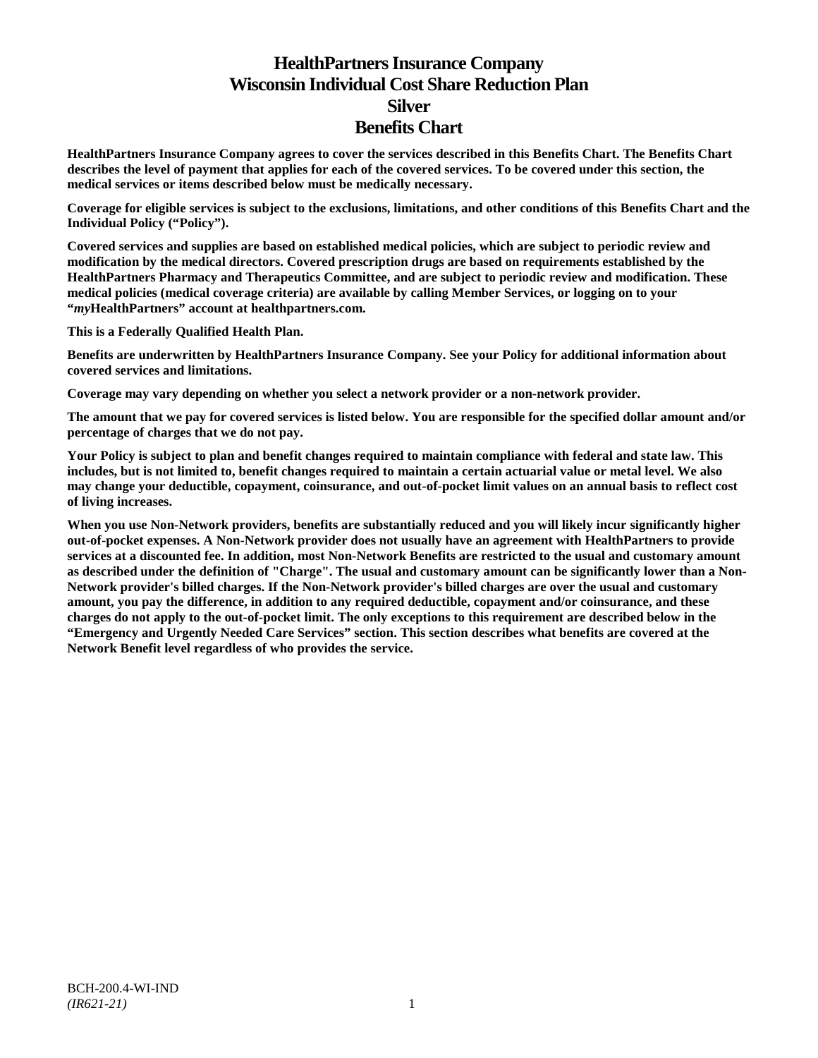# HealthPartners Insurance Company
# Wisconsin Individual Cost Share Reduction Plan
# Silver
# Benefits Chart

**HealthPartners Insurance Company agrees to cover the services described in this Benefits Chart. The Benefits Chart describes the level of payment that applies for each of the covered services. To be covered under this section, the medical services or items described below must be medically necessary.**

**Coverage for eligible services is subject to the exclusions, limitations, and other conditions of this Benefits Chart and the Individual Policy ("Policy").**

**Covered services and supplies are based on established medical policies, which are subject to periodic review and modification by the medical directors. Covered prescription drugs are based on requirements established by the HealthPartners Pharmacy and Therapeutics Committee, and are subject to periodic review and modification. These medical policies (medical coverage criteria) are available by calling Member Services, or logging on to your "*my*HealthPartners" account at healthpartners.com.**

**This is a Federally Qualified Health Plan.**

**Benefits are underwritten by HealthPartners Insurance Company. See your Policy for additional information about covered services and limitations.**

**Coverage may vary depending on whether you select a network provider or a non-network provider.**

**The amount that we pay for covered services is listed below. You are responsible for the specified dollar amount and/or percentage of charges that we do not pay.**

**Your Policy is subject to plan and benefit changes required to maintain compliance with federal and state law. This includes, but is not limited to, benefit changes required to maintain a certain actuarial value or metal level. We also may change your deductible, copayment, coinsurance, and out-of-pocket limit values on an annual basis to reflect cost of living increases.**

**When you use Non-Network providers, benefits are substantially reduced and you will likely incur significantly higher out-of-pocket expenses. A Non-Network provider does not usually have an agreement with HealthPartners to provide services at a discounted fee. In addition, most Non-Network Benefits are restricted to the usual and customary amount as described under the definition of "Charge". The usual and customary amount can be significantly lower than a Non-Network provider's billed charges. If the Non-Network provider's billed charges are over the usual and customary amount, you pay the difference, in addition to any required deductible, copayment and/or coinsurance, and these charges do not apply to the out-of-pocket limit. The only exceptions to this requirement are described below in the "Emergency and Urgently Needed Care Services" section. This section describes what benefits are covered at the Network Benefit level regardless of who provides the service.**

BCH-200.4-WI-IND
*(IR621-21)*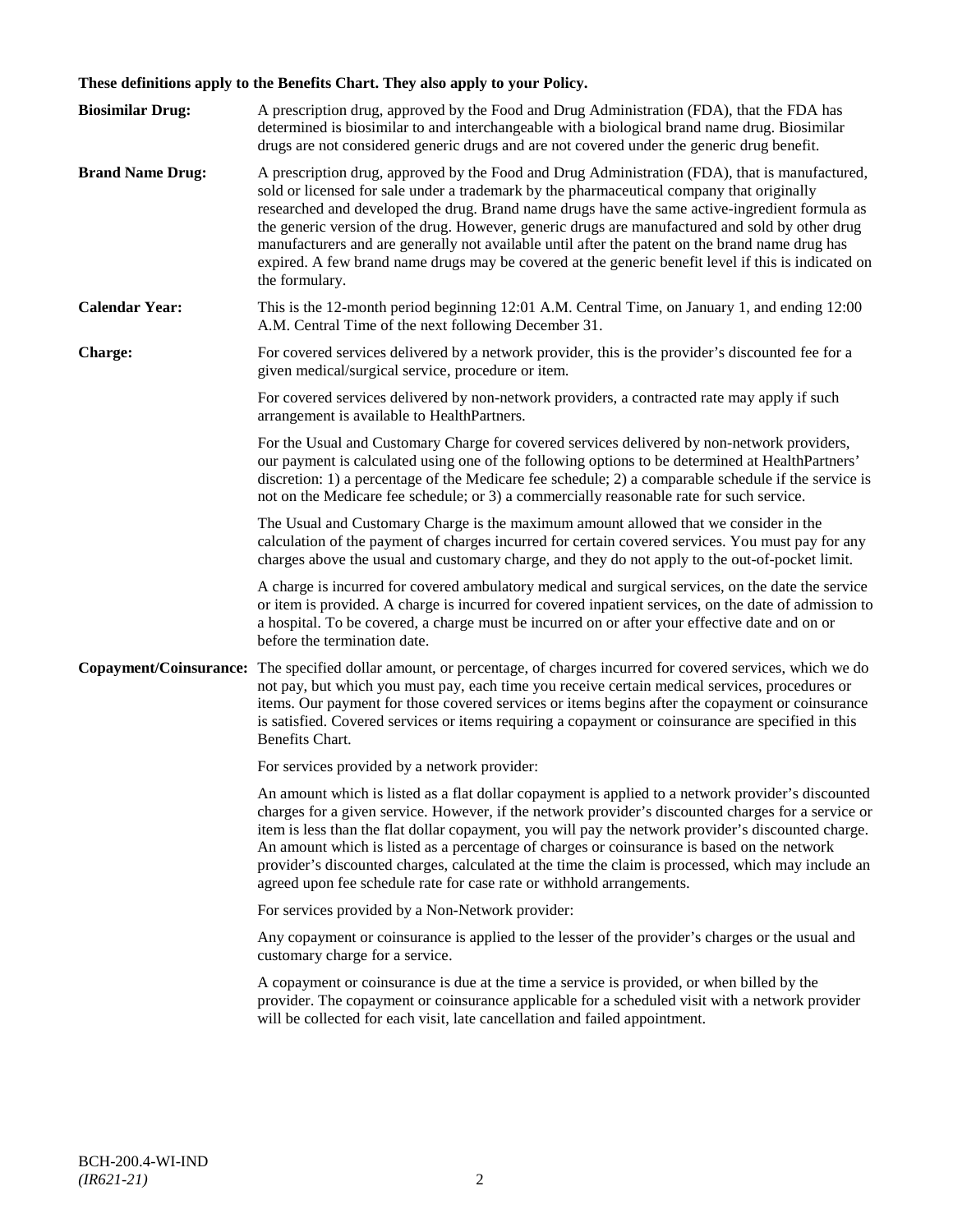**These definitions apply to the Benefits Chart. They also apply to your Policy.**

**Biosimilar Drug:** A prescription drug, approved by the Food and Drug Administration (FDA), that the FDA has determined is biosimilar to and interchangeable with a biological brand name drug. Biosimilar drugs are not considered generic drugs and are not covered under the generic drug benefit.

**Brand Name Drug:** A prescription drug, approved by the Food and Drug Administration (FDA), that is manufactured, sold or licensed for sale under a trademark by the pharmaceutical company that originally researched and developed the drug. Brand name drugs have the same active-ingredient formula as the generic version of the drug. However, generic drugs are manufactured and sold by other drug manufacturers and are generally not available until after the patent on the brand name drug has expired. A few brand name drugs may be covered at the generic benefit level if this is indicated on the formulary.

**Calendar Year:** This is the 12-month period beginning 12:01 A.M. Central Time, on January 1, and ending 12:00 A.M. Central Time of the next following December 31.

**Charge:** For covered services delivered by a network provider, this is the provider's discounted fee for a given medical/surgical service, procedure or item.

For covered services delivered by non-network providers, a contracted rate may apply if such arrangement is available to HealthPartners.

For the Usual and Customary Charge for covered services delivered by non-network providers, our payment is calculated using one of the following options to be determined at HealthPartners' discretion: 1) a percentage of the Medicare fee schedule; 2) a comparable schedule if the service is not on the Medicare fee schedule; or 3) a commercially reasonable rate for such service.

The Usual and Customary Charge is the maximum amount allowed that we consider in the calculation of the payment of charges incurred for certain covered services. You must pay for any charges above the usual and customary charge, and they do not apply to the out-of-pocket limit.

A charge is incurred for covered ambulatory medical and surgical services, on the date the service or item is provided. A charge is incurred for covered inpatient services, on the date of admission to a hospital. To be covered, a charge must be incurred on or after your effective date and on or before the termination date.

**Copayment/Coinsurance:** The specified dollar amount, or percentage, of charges incurred for covered services, which we do not pay, but which you must pay, each time you receive certain medical services, procedures or items. Our payment for those covered services or items begins after the copayment or coinsurance is satisfied. Covered services or items requiring a copayment or coinsurance are specified in this Benefits Chart.

For services provided by a network provider:

An amount which is listed as a flat dollar copayment is applied to a network provider's discounted charges for a given service. However, if the network provider's discounted charges for a service or item is less than the flat dollar copayment, you will pay the network provider's discounted charge. An amount which is listed as a percentage of charges or coinsurance is based on the network provider's discounted charges, calculated at the time the claim is processed, which may include an agreed upon fee schedule rate for case rate or withhold arrangements.

For services provided by a Non-Network provider:

Any copayment or coinsurance is applied to the lesser of the provider's charges or the usual and customary charge for a service.

A copayment or coinsurance is due at the time a service is provided, or when billed by the provider. The copayment or coinsurance applicable for a scheduled visit with a network provider will be collected for each visit, late cancellation and failed appointment.

BCH-200.4-WI-IND
*(IR621-21)*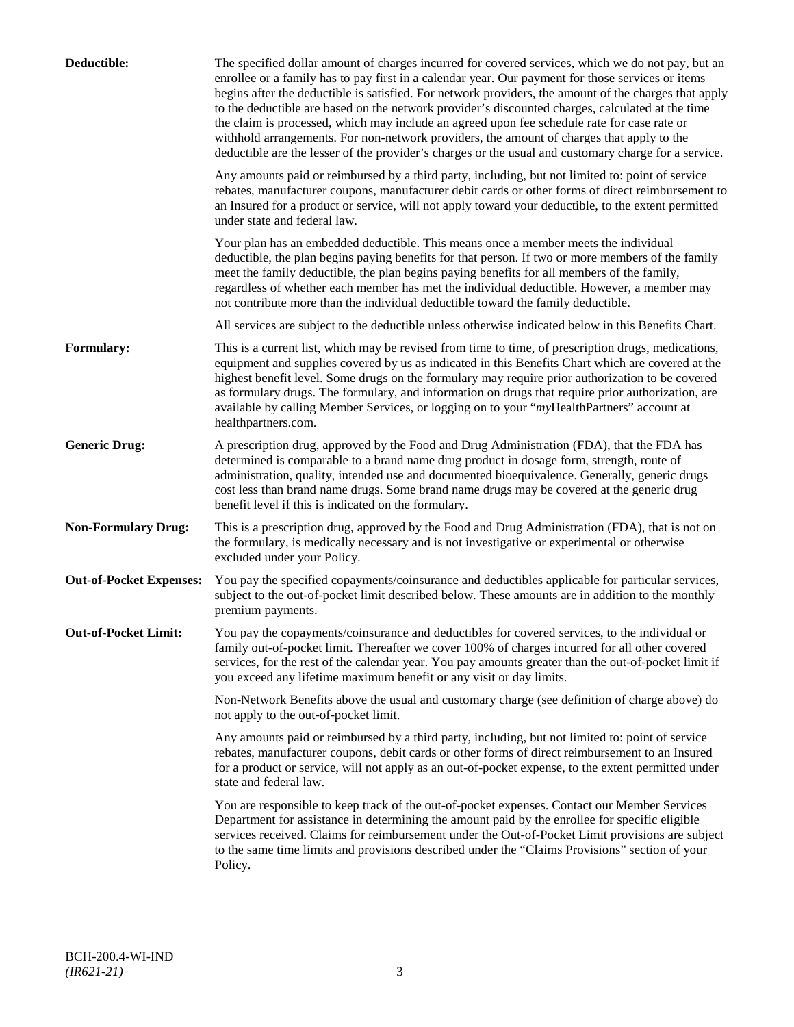**Deductible:** The specified dollar amount of charges incurred for covered services, which we do not pay, but an enrollee or a family has to pay first in a calendar year. Our payment for those services or items begins after the deductible is satisfied. For network providers, the amount of the charges that apply to the deductible are based on the network provider's discounted charges, calculated at the time the claim is processed, which may include an agreed upon fee schedule rate for case rate or withhold arrangements. For non-network providers, the amount of charges that apply to the deductible are the lesser of the provider's charges or the usual and customary charge for a service.

Any amounts paid or reimbursed by a third party, including, but not limited to: point of service rebates, manufacturer coupons, manufacturer debit cards or other forms of direct reimbursement to an Insured for a product or service, will not apply toward your deductible, to the extent permitted under state and federal law.

Your plan has an embedded deductible. This means once a member meets the individual deductible, the plan begins paying benefits for that person. If two or more members of the family meet the family deductible, the plan begins paying benefits for all members of the family, regardless of whether each member has met the individual deductible. However, a member may not contribute more than the individual deductible toward the family deductible.

All services are subject to the deductible unless otherwise indicated below in this Benefits Chart.

**Formulary:** This is a current list, which may be revised from time to time, of prescription drugs, medications, equipment and supplies covered by us as indicated in this Benefits Chart which are covered at the highest benefit level. Some drugs on the formulary may require prior authorization to be covered as formulary drugs. The formulary, and information on drugs that require prior authorization, are available by calling Member Services, or logging on to your "*my*HealthPartners" account at healthpartners.com.

**Generic Drug:** A prescription drug, approved by the Food and Drug Administration (FDA), that the FDA has determined is comparable to a brand name drug product in dosage form, strength, route of administration, quality, intended use and documented bioequivalence. Generally, generic drugs cost less than brand name drugs. Some brand name drugs may be covered at the generic drug benefit level if this is indicated on the formulary.

**Non-Formulary Drug:** This is a prescription drug, approved by the Food and Drug Administration (FDA), that is not on the formulary, is medically necessary and is not investigative or experimental or otherwise excluded under your Policy.

**Out-of-Pocket Expenses:** You pay the specified copayments/coinsurance and deductibles applicable for particular services, subject to the out-of-pocket limit described below. These amounts are in addition to the monthly premium payments.

**Out-of-Pocket Limit:** You pay the copayments/coinsurance and deductibles for covered services, to the individual or family out-of-pocket limit. Thereafter we cover 100% of charges incurred for all other covered services, for the rest of the calendar year. You pay amounts greater than the out-of-pocket limit if you exceed any lifetime maximum benefit or any visit or day limits.

Non-Network Benefits above the usual and customary charge (see definition of charge above) do not apply to the out-of-pocket limit.

Any amounts paid or reimbursed by a third party, including, but not limited to: point of service rebates, manufacturer coupons, debit cards or other forms of direct reimbursement to an Insured for a product or service, will not apply as an out-of-pocket expense, to the extent permitted under state and federal law.

You are responsible to keep track of the out-of-pocket expenses. Contact our Member Services Department for assistance in determining the amount paid by the enrollee for specific eligible services received. Claims for reimbursement under the Out-of-Pocket Limit provisions are subject to the same time limits and provisions described under the "Claims Provisions" section of your Policy.

BCH-200.4-WI-IND
*(IR621-21)*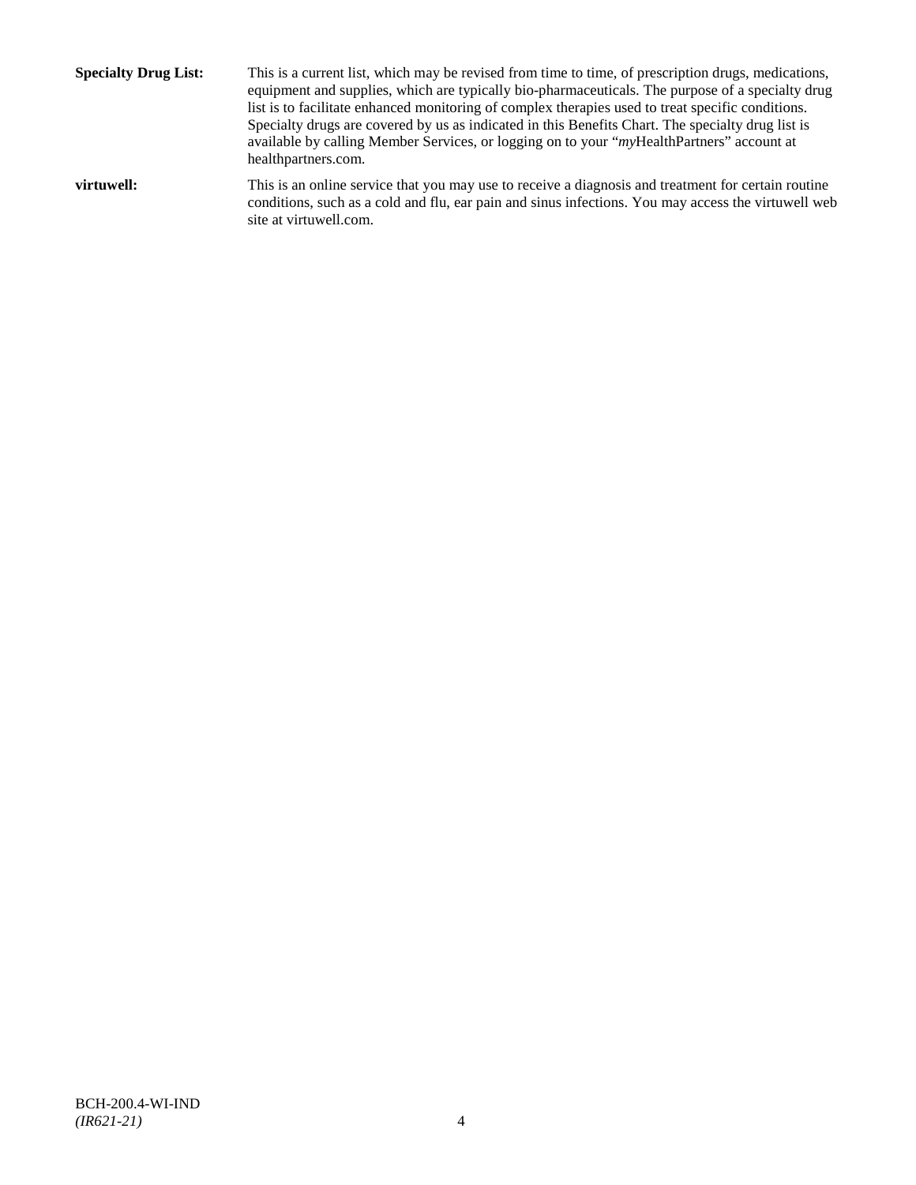**Specialty Drug List:** This is a current list, which may be revised from time to time, of prescription drugs, medications, equipment and supplies, which are typically bio-pharmaceuticals. The purpose of a specialty drug list is to facilitate enhanced monitoring of complex therapies used to treat specific conditions. Specialty drugs are covered by us as indicated in this Benefits Chart. The specialty drug list is available by calling Member Services, or logging on to your "*my*HealthPartners" account at healthpartners.com.

**virtuwell:** This is an online service that you may use to receive a diagnosis and treatment for certain routine conditions, such as a cold and flu, ear pain and sinus infections. You may access the virtuwell web site at virtuwell.com.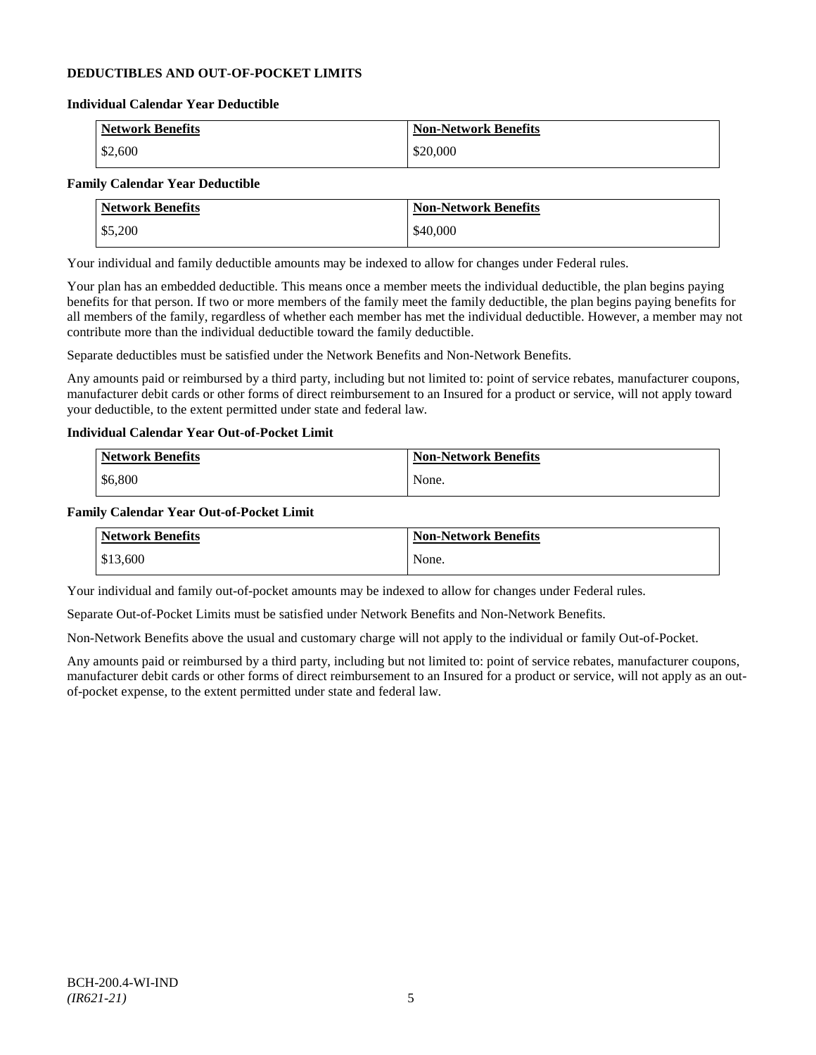## DEDUCTIBLES AND OUT-OF-POCKET LIMITS

### Individual Calendar Year Deductible

| Network Benefits | Non-Network Benefits |
|---|---|
| $2,600 | $20,000 |

### Family Calendar Year Deductible

| Network Benefits | Non-Network Benefits |
|---|---|
| $5,200 | $40,000 |

Your individual and family deductible amounts may be indexed to allow for changes under Federal rules.

Your plan has an embedded deductible. This means once a member meets the individual deductible, the plan begins paying benefits for that person. If two or more members of the family meet the family deductible, the plan begins paying benefits for all members of the family, regardless of whether each member has met the individual deductible. However, a member may not contribute more than the individual deductible toward the family deductible.

Separate deductibles must be satisfied under the Network Benefits and Non-Network Benefits.

Any amounts paid or reimbursed by a third party, including but not limited to: point of service rebates, manufacturer coupons, manufacturer debit cards or other forms of direct reimbursement to an Insured for a product or service, will not apply toward your deductible, to the extent permitted under state and federal law.

### Individual Calendar Year Out-of-Pocket Limit

| Network Benefits | Non-Network Benefits |
|---|---|
| $6,800 | None. |

### Family Calendar Year Out-of-Pocket Limit

| Network Benefits | Non-Network Benefits |
|---|---|
| $13,600 | None. |

Your individual and family out-of-pocket amounts may be indexed to allow for changes under Federal rules.

Separate Out-of-Pocket Limits must be satisfied under Network Benefits and Non-Network Benefits.

Non-Network Benefits above the usual and customary charge will not apply to the individual or family Out-of-Pocket.

Any amounts paid or reimbursed by a third party, including but not limited to: point of service rebates, manufacturer coupons, manufacturer debit cards or other forms of direct reimbursement to an Insured for a product or service, will not apply as an out-of-pocket expense, to the extent permitted under state and federal law.

BCH-200.4-WI-IND
*(IR621-21)*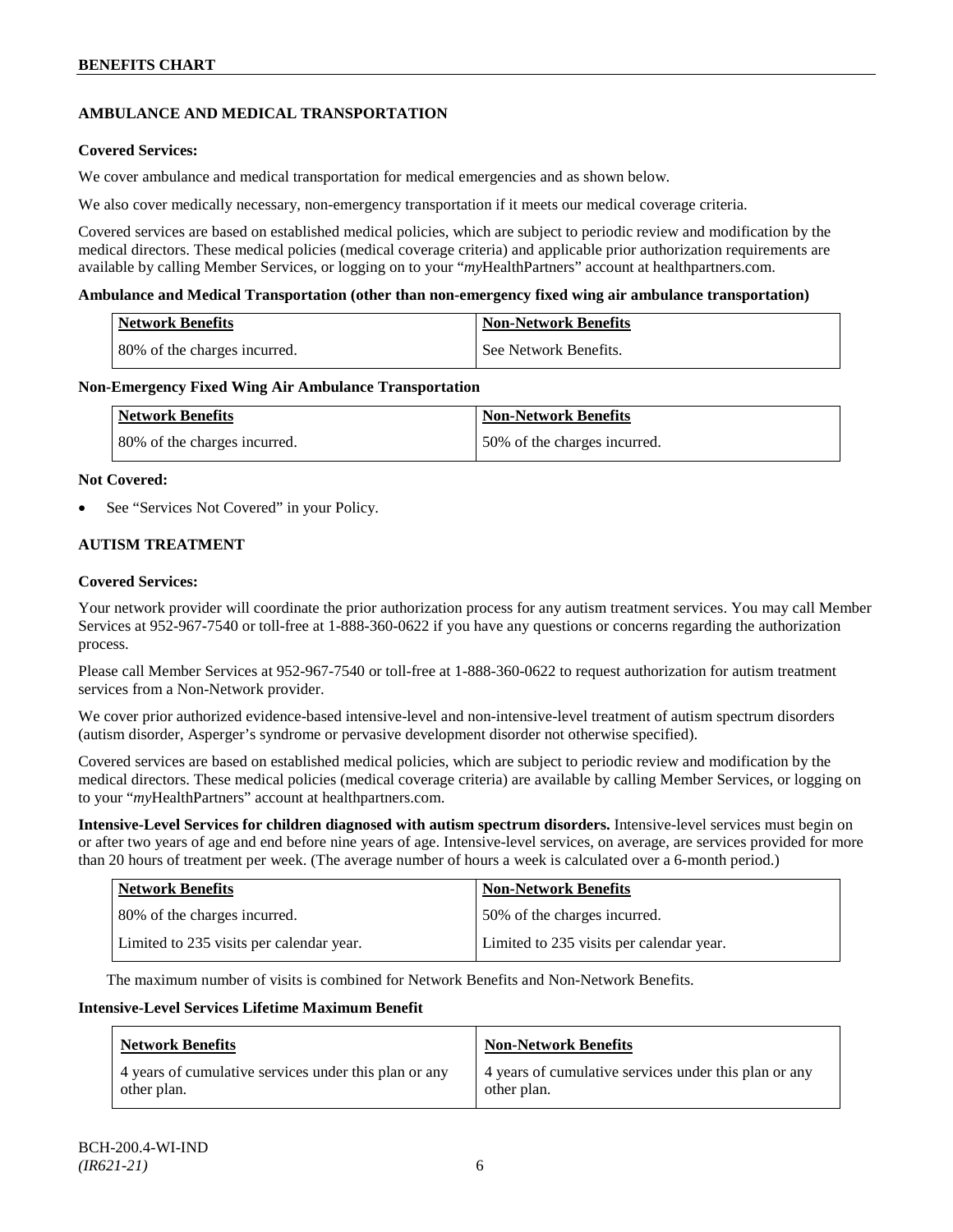## AMBULANCE AND MEDICAL TRANSPORTATION

**Covered Services:**

We cover ambulance and medical transportation for medical emergencies and as shown below.

We also cover medically necessary, non-emergency transportation if it meets our medical coverage criteria.

Covered services are based on established medical policies, which are subject to periodic review and modification by the medical directors. These medical policies (medical coverage criteria) and applicable prior authorization requirements are available by calling Member Services, or logging on to your "*my*HealthPartners" account at healthpartners.com.

**Ambulance and Medical Transportation (other than non-emergency fixed wing air ambulance transportation)**

| Network Benefits | Non-Network Benefits |
|---|---|
| 80% of the charges incurred. | See Network Benefits. |

**Non-Emergency Fixed Wing Air Ambulance Transportation**

| Network Benefits | Non-Network Benefits |
|---|---|
| 80% of the charges incurred. | 50% of the charges incurred. |

**Not Covered:**

- See "Services Not Covered" in your Policy.

## AUTISM TREATMENT

**Covered Services:**

Your network provider will coordinate the prior authorization process for any autism treatment services. You may call Member Services at 952-967-7540 or toll-free at 1-888-360-0622 if you have any questions or concerns regarding the authorization process.

Please call Member Services at 952-967-7540 or toll-free at 1-888-360-0622 to request authorization for autism treatment services from a Non-Network provider.

We cover prior authorized evidence-based intensive-level and non-intensive-level treatment of autism spectrum disorders (autism disorder, Asperger's syndrome or pervasive development disorder not otherwise specified).

Covered services are based on established medical policies, which are subject to periodic review and modification by the medical directors. These medical policies (medical coverage criteria) are available by calling Member Services, or logging on to your "*my*HealthPartners" account at healthpartners.com.

**Intensive-Level Services for children diagnosed with autism spectrum disorders.** Intensive-level services must begin on or after two years of age and end before nine years of age. Intensive-level services, on average, are services provided for more than 20 hours of treatment per week. (The average number of hours a week is calculated over a 6-month period.)

| Network Benefits | Non-Network Benefits |
|---|---|
| 80% of the charges incurred.<br>Limited to 235 visits per calendar year. | 50% of the charges incurred.<br>Limited to 235 visits per calendar year. |

The maximum number of visits is combined for Network Benefits and Non-Network Benefits.

**Intensive-Level Services Lifetime Maximum Benefit**

| Network Benefits | Non-Network Benefits |
|---|---|
| 4 years of cumulative services under this plan or any other plan. | 4 years of cumulative services under this plan or any other plan. |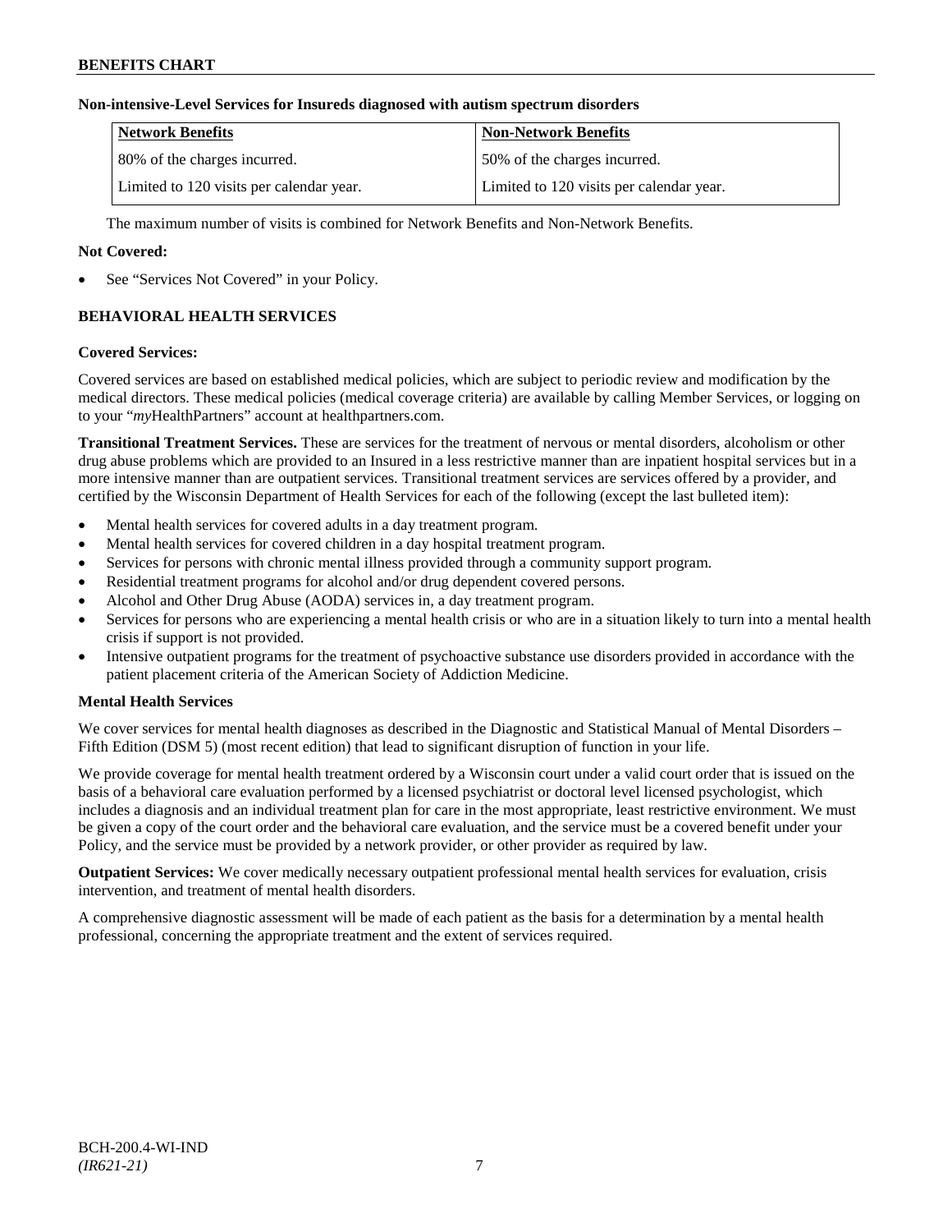**Non-intensive-Level Services for Insureds diagnosed with autism spectrum disorders**

| Network Benefits | Non-Network Benefits |
|---|---|
| 80% of the charges incurred. | 50% of the charges incurred. |
| Limited to 120 visits per calendar year. | Limited to 120 visits per calendar year. |

The maximum number of visits is combined for Network Benefits and Non-Network Benefits.

**Not Covered:**

- See "Services Not Covered" in your Policy.

## BEHAVIORAL HEALTH SERVICES

**Covered Services:**

Covered services are based on established medical policies, which are subject to periodic review and modification by the medical directors. These medical policies (medical coverage criteria) are available by calling Member Services, or logging on to your "*my*HealthPartners" account at healthpartners.com.

**Transitional Treatment Services.** These are services for the treatment of nervous or mental disorders, alcoholism or other drug abuse problems which are provided to an Insured in a less restrictive manner than are inpatient hospital services but in a more intensive manner than are outpatient services. Transitional treatment services are services offered by a provider, and certified by the Wisconsin Department of Health Services for each of the following (except the last bulleted item):

- Mental health services for covered adults in a day treatment program.
- Mental health services for covered children in a day hospital treatment program.
- Services for persons with chronic mental illness provided through a community support program.
- Residential treatment programs for alcohol and/or drug dependent covered persons.
- Alcohol and Other Drug Abuse (AODA) services in, a day treatment program.
- Services for persons who are experiencing a mental health crisis or who are in a situation likely to turn into a mental health crisis if support is not provided.
- Intensive outpatient programs for the treatment of psychoactive substance use disorders provided in accordance with the patient placement criteria of the American Society of Addiction Medicine.

**Mental Health Services**

We cover services for mental health diagnoses as described in the Diagnostic and Statistical Manual of Mental Disorders – Fifth Edition (DSM 5) (most recent edition) that lead to significant disruption of function in your life.

We provide coverage for mental health treatment ordered by a Wisconsin court under a valid court order that is issued on the basis of a behavioral care evaluation performed by a licensed psychiatrist or doctoral level licensed psychologist, which includes a diagnosis and an individual treatment plan for care in the most appropriate, least restrictive environment. We must be given a copy of the court order and the behavioral care evaluation, and the service must be a covered benefit under your Policy, and the service must be provided by a network provider, or other provider as required by law.

**Outpatient Services:** We cover medically necessary outpatient professional mental health services for evaluation, crisis intervention, and treatment of mental health disorders.

A comprehensive diagnostic assessment will be made of each patient as the basis for a determination by a mental health professional, concerning the appropriate treatment and the extent of services required.

BCH-200.4-WI-IND
*(IR621-21)*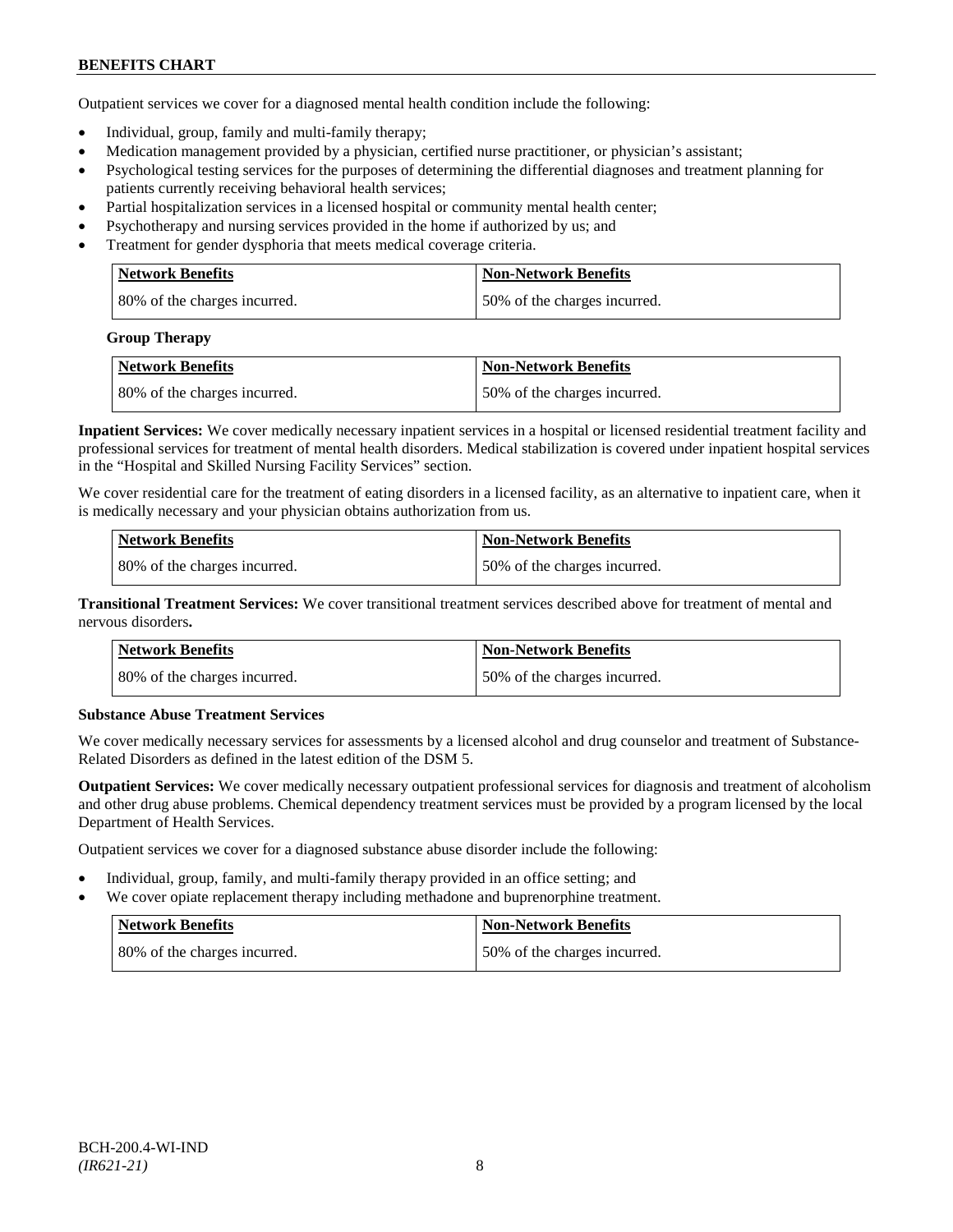Outpatient services we cover for a diagnosed mental health condition include the following:

- Individual, group, family and multi-family therapy;
- Medication management provided by a physician, certified nurse practitioner, or physician's assistant;
- Psychological testing services for the purposes of determining the differential diagnoses and treatment planning for patients currently receiving behavioral health services;
- Partial hospitalization services in a licensed hospital or community mental health center;
- Psychotherapy and nursing services provided in the home if authorized by us; and
- Treatment for gender dysphoria that meets medical coverage criteria.

| Network Benefits | Non-Network Benefits |
|---|---|
| 80% of the charges incurred. | 50% of the charges incurred. |

**Group Therapy**

| Network Benefits | Non-Network Benefits |
|---|---|
| 80% of the charges incurred. | 50% of the charges incurred. |

**Inpatient Services:** We cover medically necessary inpatient services in a hospital or licensed residential treatment facility and professional services for treatment of mental health disorders. Medical stabilization is covered under inpatient hospital services in the "Hospital and Skilled Nursing Facility Services" section.

We cover residential care for the treatment of eating disorders in a licensed facility, as an alternative to inpatient care, when it is medically necessary and your physician obtains authorization from us.

| Network Benefits | Non-Network Benefits |
|---|---|
| 80% of the charges incurred. | 50% of the charges incurred. |

**Transitional Treatment Services:** We cover transitional treatment services described above for treatment of mental and nervous disorders**.**

| Network Benefits | Non-Network Benefits |
|---|---|
| 80% of the charges incurred. | 50% of the charges incurred. |

**Substance Abuse Treatment Services**

We cover medically necessary services for assessments by a licensed alcohol and drug counselor and treatment of Substance-Related Disorders as defined in the latest edition of the DSM 5.

**Outpatient Services:** We cover medically necessary outpatient professional services for diagnosis and treatment of alcoholism and other drug abuse problems. Chemical dependency treatment services must be provided by a program licensed by the local Department of Health Services.

Outpatient services we cover for a diagnosed substance abuse disorder include the following:

- Individual, group, family, and multi-family therapy provided in an office setting; and
- We cover opiate replacement therapy including methadone and buprenorphine treatment.

| Network Benefits | Non-Network Benefits |
|---|---|
| 80% of the charges incurred. | 50% of the charges incurred. |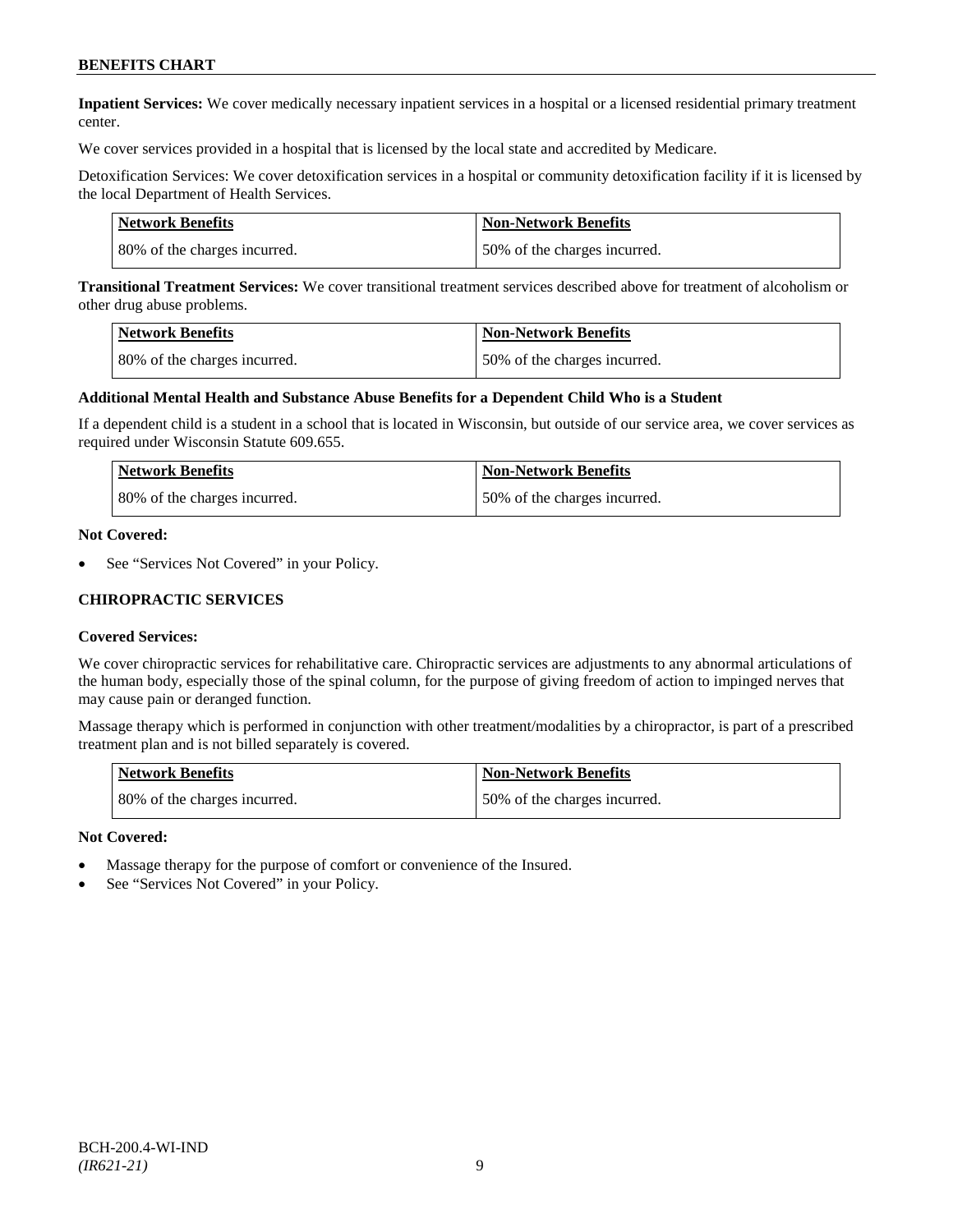**Inpatient Services:** We cover medically necessary inpatient services in a hospital or a licensed residential primary treatment center.

We cover services provided in a hospital that is licensed by the local state and accredited by Medicare.

Detoxification Services: We cover detoxification services in a hospital or community detoxification facility if it is licensed by the local Department of Health Services.

| Network Benefits | Non-Network Benefits |
| --- | --- |
| 80% of the charges incurred. | 50% of the charges incurred. |

**Transitional Treatment Services:** We cover transitional treatment services described above for treatment of alcoholism or other drug abuse problems.

| Network Benefits | Non-Network Benefits |
| --- | --- |
| 80% of the charges incurred. | 50% of the charges incurred. |

**Additional Mental Health and Substance Abuse Benefits for a Dependent Child Who is a Student**

If a dependent child is a student in a school that is located in Wisconsin, but outside of our service area, we cover services as required under Wisconsin Statute 609.655.

| Network Benefits | Non-Network Benefits |
| --- | --- |
| 80% of the charges incurred. | 50% of the charges incurred. |

**Not Covered:**

- See "Services Not Covered" in your Policy.

## CHIROPRACTIC SERVICES

**Covered Services:**

We cover chiropractic services for rehabilitative care. Chiropractic services are adjustments to any abnormal articulations of the human body, especially those of the spinal column, for the purpose of giving freedom of action to impinged nerves that may cause pain or deranged function.

Massage therapy which is performed in conjunction with other treatment/modalities by a chiropractor, is part of a prescribed treatment plan and is not billed separately is covered.

| Network Benefits | Non-Network Benefits |
| --- | --- |
| 80% of the charges incurred. | 50% of the charges incurred. |

**Not Covered:**

- Massage therapy for the purpose of comfort or convenience of the Insured.
- See "Services Not Covered" in your Policy.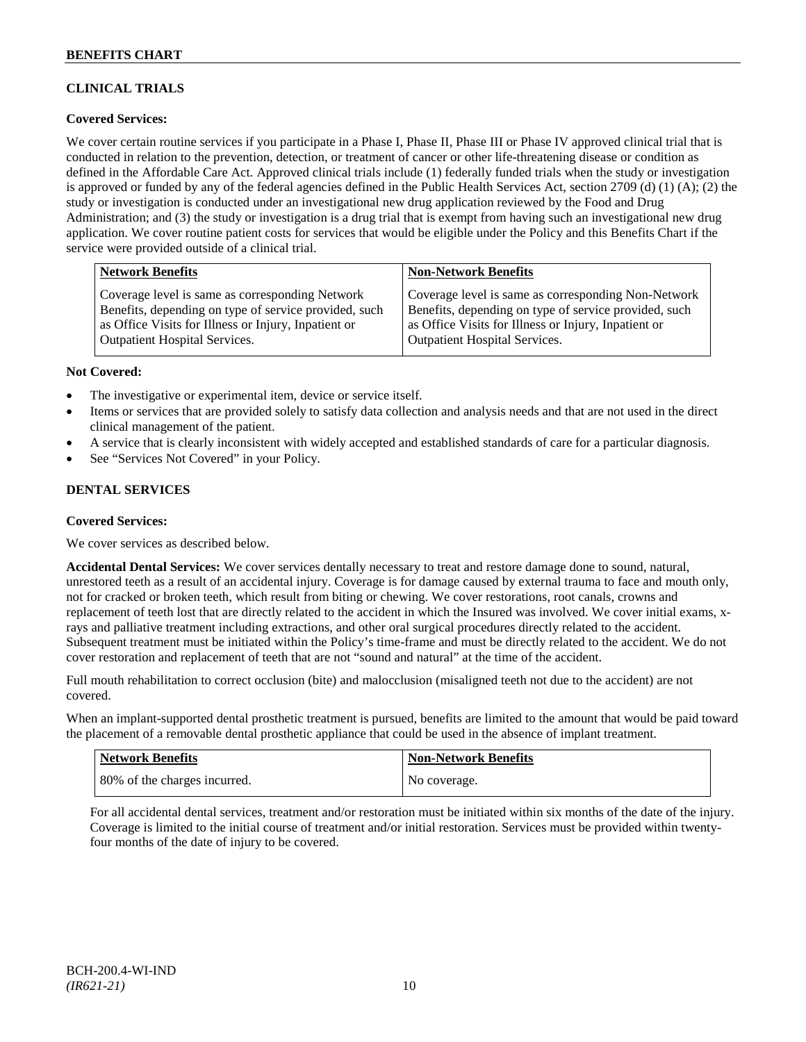## CLINICAL TRIALS

**Covered Services:**

We cover certain routine services if you participate in a Phase I, Phase II, Phase III or Phase IV approved clinical trial that is conducted in relation to the prevention, detection, or treatment of cancer or other life-threatening disease or condition as defined in the Affordable Care Act. Approved clinical trials include (1) federally funded trials when the study or investigation is approved or funded by any of the federal agencies defined in the Public Health Services Act, section 2709 (d) (1) (A); (2) the study or investigation is conducted under an investigational new drug application reviewed by the Food and Drug Administration; and (3) the study or investigation is a drug trial that is exempt from having such an investigational new drug application. We cover routine patient costs for services that would be eligible under the Policy and this Benefits Chart if the service were provided outside of a clinical trial.

| Network Benefits | Non-Network Benefits |
|---|---|
| Coverage level is same as corresponding Network Benefits, depending on type of service provided, such as Office Visits for Illness or Injury, Inpatient or Outpatient Hospital Services. | Coverage level is same as corresponding Non-Network Benefits, depending on type of service provided, such as Office Visits for Illness or Injury, Inpatient or Outpatient Hospital Services. |

**Not Covered:**

- The investigative or experimental item, device or service itself.
- Items or services that are provided solely to satisfy data collection and analysis needs and that are not used in the direct clinical management of the patient.
- A service that is clearly inconsistent with widely accepted and established standards of care for a particular diagnosis.
- See "Services Not Covered" in your Policy.

## DENTAL SERVICES

**Covered Services:**

We cover services as described below.

**Accidental Dental Services:** We cover services dentally necessary to treat and restore damage done to sound, natural, unrestored teeth as a result of an accidental injury. Coverage is for damage caused by external trauma to face and mouth only, not for cracked or broken teeth, which result from biting or chewing. We cover restorations, root canals, crowns and replacement of teeth lost that are directly related to the accident in which the Insured was involved. We cover initial exams, x-rays and palliative treatment including extractions, and other oral surgical procedures directly related to the accident. Subsequent treatment must be initiated within the Policy's time-frame and must be directly related to the accident. We do not cover restoration and replacement of teeth that are not "sound and natural" at the time of the accident.

Full mouth rehabilitation to correct occlusion (bite) and malocclusion (misaligned teeth not due to the accident) are not covered.

When an implant-supported dental prosthetic treatment is pursued, benefits are limited to the amount that would be paid toward the placement of a removable dental prosthetic appliance that could be used in the absence of implant treatment.

| Network Benefits | Non-Network Benefits |
|---|---|
| 80% of the charges incurred. | No coverage. |

For all accidental dental services, treatment and/or restoration must be initiated within six months of the date of the injury. Coverage is limited to the initial course of treatment and/or initial restoration. Services must be provided within twenty-four months of the date of injury to be covered.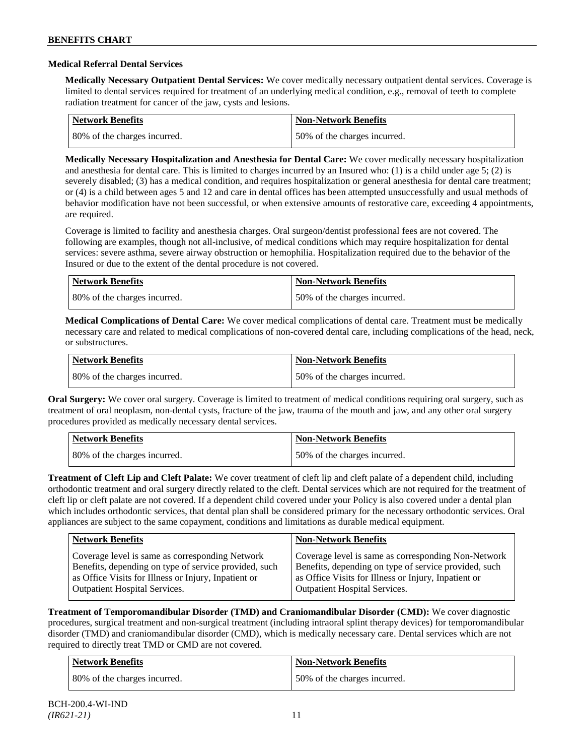### Medical Referral Dental Services

**Medically Necessary Outpatient Dental Services:** We cover medically necessary outpatient dental services. Coverage is limited to dental services required for treatment of an underlying medical condition, e.g., removal of teeth to complete radiation treatment for cancer of the jaw, cysts and lesions.

| Network Benefits | Non-Network Benefits |
|---|---|
| 80% of the charges incurred. | 50% of the charges incurred. |

**Medically Necessary Hospitalization and Anesthesia for Dental Care:** We cover medically necessary hospitalization and anesthesia for dental care. This is limited to charges incurred by an Insured who: (1) is a child under age 5; (2) is severely disabled; (3) has a medical condition, and requires hospitalization or general anesthesia for dental care treatment; or (4) is a child between ages 5 and 12 and care in dental offices has been attempted unsuccessfully and usual methods of behavior modification have not been successful, or when extensive amounts of restorative care, exceeding 4 appointments, are required.

Coverage is limited to facility and anesthesia charges. Oral surgeon/dentist professional fees are not covered. The following are examples, though not all-inclusive, of medical conditions which may require hospitalization for dental services: severe asthma, severe airway obstruction or hemophilia. Hospitalization required due to the behavior of the Insured or due to the extent of the dental procedure is not covered.

| Network Benefits | Non-Network Benefits |
|---|---|
| 80% of the charges incurred. | 50% of the charges incurred. |

**Medical Complications of Dental Care:** We cover medical complications of dental care. Treatment must be medically necessary care and related to medical complications of non-covered dental care, including complications of the head, neck, or substructures.

| Network Benefits | Non-Network Benefits |
|---|---|
| 80% of the charges incurred. | 50% of the charges incurred. |

**Oral Surgery:** We cover oral surgery. Coverage is limited to treatment of medical conditions requiring oral surgery, such as treatment of oral neoplasm, non-dental cysts, fracture of the jaw, trauma of the mouth and jaw, and any other oral surgery procedures provided as medically necessary dental services.

| Network Benefits | Non-Network Benefits |
|---|---|
| 80% of the charges incurred. | 50% of the charges incurred. |

**Treatment of Cleft Lip and Cleft Palate:** We cover treatment of cleft lip and cleft palate of a dependent child, including orthodontic treatment and oral surgery directly related to the cleft. Dental services which are not required for the treatment of cleft lip or cleft palate are not covered. If a dependent child covered under your Policy is also covered under a dental plan which includes orthodontic services, that dental plan shall be considered primary for the necessary orthodontic services. Oral appliances are subject to the same copayment, conditions and limitations as durable medical equipment.

| Network Benefits | Non-Network Benefits |
|---|---|
| Coverage level is same as corresponding Network Benefits, depending on type of service provided, such as Office Visits for Illness or Injury, Inpatient or Outpatient Hospital Services. | Coverage level is same as corresponding Non-Network Benefits, depending on type of service provided, such as Office Visits for Illness or Injury, Inpatient or Outpatient Hospital Services. |

**Treatment of Temporomandibular Disorder (TMD) and Craniomandibular Disorder (CMD):** We cover diagnostic procedures, surgical treatment and non-surgical treatment (including intraoral splint therapy devices) for temporomandibular disorder (TMD) and craniomandibular disorder (CMD), which is medically necessary care. Dental services which are not required to directly treat TMD or CMD are not covered.

| Network Benefits | Non-Network Benefits |
|---|---|
| 80% of the charges incurred. | 50% of the charges incurred. |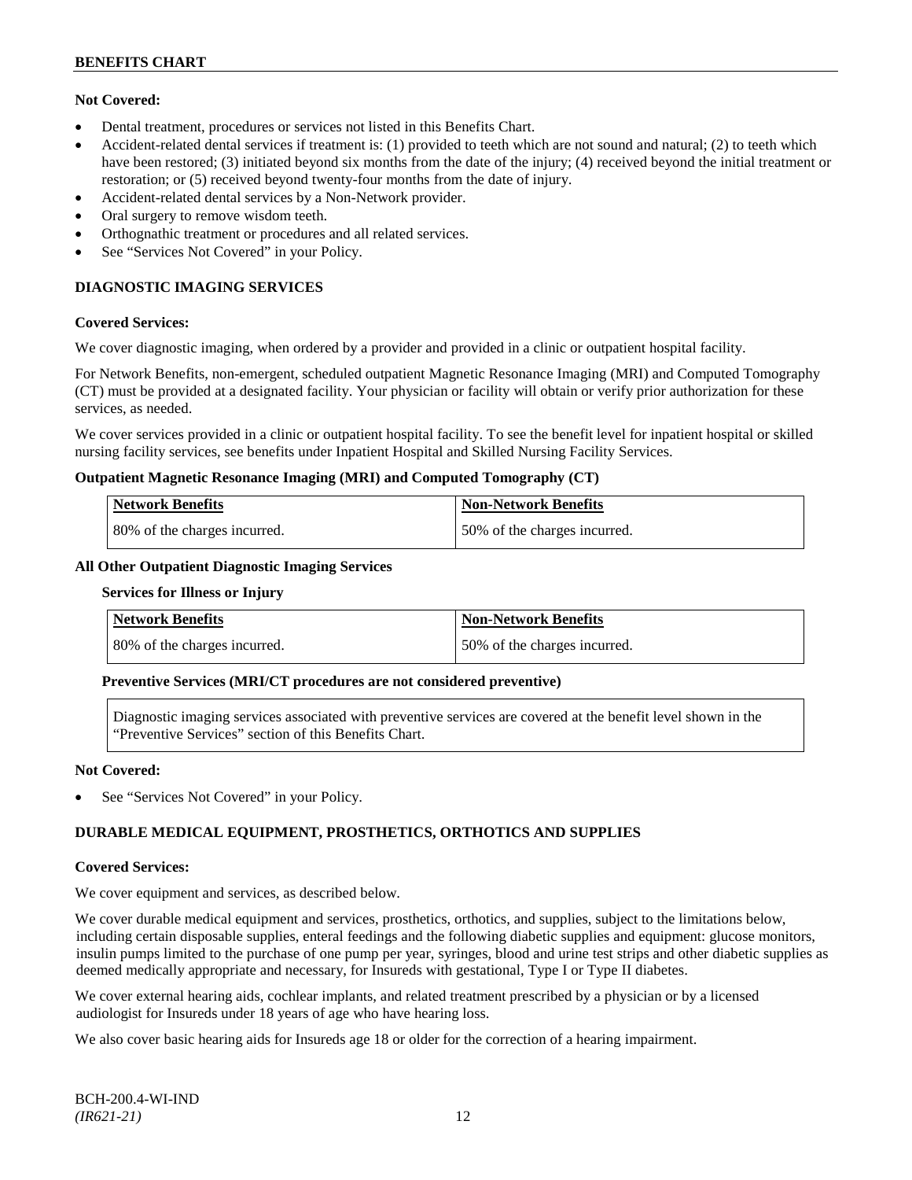**Not Covered:**

- Dental treatment, procedures or services not listed in this Benefits Chart.
- Accident-related dental services if treatment is: (1) provided to teeth which are not sound and natural; (2) to teeth which have been restored; (3) initiated beyond six months from the date of the injury; (4) received beyond the initial treatment or restoration; or (5) received beyond twenty-four months from the date of injury.
- Accident-related dental services by a Non-Network provider.
- Oral surgery to remove wisdom teeth.
- Orthognathic treatment or procedures and all related services.
- See "Services Not Covered" in your Policy.

## DIAGNOSTIC IMAGING SERVICES

**Covered Services:**

We cover diagnostic imaging, when ordered by a provider and provided in a clinic or outpatient hospital facility.

For Network Benefits, non-emergent, scheduled outpatient Magnetic Resonance Imaging (MRI) and Computed Tomography (CT) must be provided at a designated facility. Your physician or facility will obtain or verify prior authorization for these services, as needed.

We cover services provided in a clinic or outpatient hospital facility. To see the benefit level for inpatient hospital or skilled nursing facility services, see benefits under Inpatient Hospital and Skilled Nursing Facility Services.

**Outpatient Magnetic Resonance Imaging (MRI) and Computed Tomography (CT)**

| Network Benefits | Non-Network Benefits |
|---|---|
| 80% of the charges incurred. | 50% of the charges incurred. |

**All Other Outpatient Diagnostic Imaging Services**

**Services for Illness or Injury**

| Network Benefits | Non-Network Benefits |
|---|---|
| 80% of the charges incurred. | 50% of the charges incurred. |

**Preventive Services (MRI/CT procedures are not considered preventive)**

Diagnostic imaging services associated with preventive services are covered at the benefit level shown in the "Preventive Services" section of this Benefits Chart.

**Not Covered:**

- See "Services Not Covered" in your Policy.

## DURABLE MEDICAL EQUIPMENT, PROSTHETICS, ORTHOTICS AND SUPPLIES

**Covered Services:**

We cover equipment and services, as described below.

We cover durable medical equipment and services, prosthetics, orthotics, and supplies, subject to the limitations below, including certain disposable supplies, enteral feedings and the following diabetic supplies and equipment: glucose monitors, insulin pumps limited to the purchase of one pump per year, syringes, blood and urine test strips and other diabetic supplies as deemed medically appropriate and necessary, for Insureds with gestational, Type I or Type II diabetes.

We cover external hearing aids, cochlear implants, and related treatment prescribed by a physician or by a licensed audiologist for Insureds under 18 years of age who have hearing loss.

We also cover basic hearing aids for Insureds age 18 or older for the correction of a hearing impairment.

BCH-200.4-WI-IND
*(IR621-21)*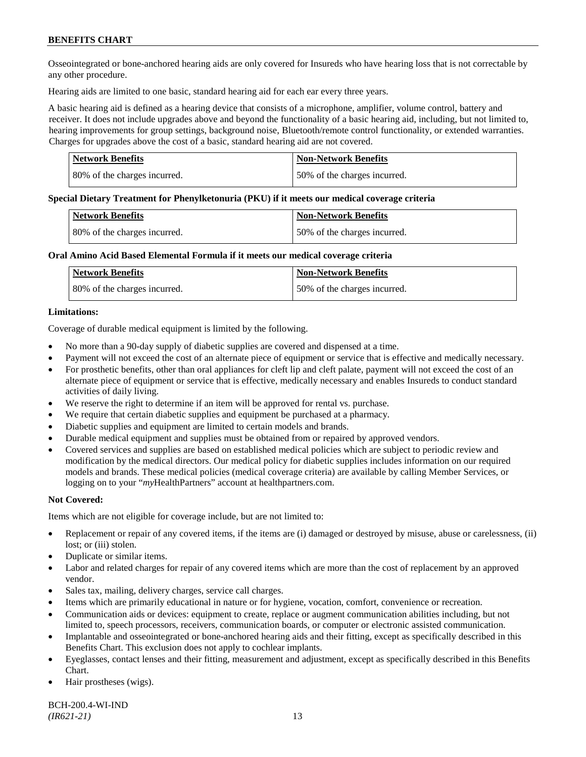Osseointegrated or bone-anchored hearing aids are only covered for Insureds who have hearing loss that is not correctable by any other procedure.

Hearing aids are limited to one basic, standard hearing aid for each ear every three years.

A basic hearing aid is defined as a hearing device that consists of a microphone, amplifier, volume control, battery and receiver. It does not include upgrades above and beyond the functionality of a basic hearing aid, including, but not limited to, hearing improvements for group settings, background noise, Bluetooth/remote control functionality, or extended warranties. Charges for upgrades above the cost of a basic, standard hearing aid are not covered.

| Network Benefits | Non-Network Benefits |
|---|---|
| 80% of the charges incurred. | 50% of the charges incurred. |

**Special Dietary Treatment for Phenylketonuria (PKU) if it meets our medical coverage criteria**

| Network Benefits | Non-Network Benefits |
|---|---|
| 80% of the charges incurred. | 50% of the charges incurred. |

**Oral Amino Acid Based Elemental Formula if it meets our medical coverage criteria**

| Network Benefits | Non-Network Benefits |
|---|---|
| 80% of the charges incurred. | 50% of the charges incurred. |

**Limitations:**

Coverage of durable medical equipment is limited by the following.

- No more than a 90-day supply of diabetic supplies are covered and dispensed at a time.
- Payment will not exceed the cost of an alternate piece of equipment or service that is effective and medically necessary.
- For prosthetic benefits, other than oral appliances for cleft lip and cleft palate, payment will not exceed the cost of an alternate piece of equipment or service that is effective, medically necessary and enables Insureds to conduct standard activities of daily living.
- We reserve the right to determine if an item will be approved for rental vs. purchase.
- We require that certain diabetic supplies and equipment be purchased at a pharmacy.
- Diabetic supplies and equipment are limited to certain models and brands.
- Durable medical equipment and supplies must be obtained from or repaired by approved vendors.
- Covered services and supplies are based on established medical policies which are subject to periodic review and modification by the medical directors. Our medical policy for diabetic supplies includes information on our required models and brands. These medical policies (medical coverage criteria) are available by calling Member Services, or logging on to your "*my*HealthPartners" account at healthpartners.com.

**Not Covered:**

Items which are not eligible for coverage include, but are not limited to:

- Replacement or repair of any covered items, if the items are (i) damaged or destroyed by misuse, abuse or carelessness, (ii) lost; or (iii) stolen.
- Duplicate or similar items.
- Labor and related charges for repair of any covered items which are more than the cost of replacement by an approved vendor.
- Sales tax, mailing, delivery charges, service call charges.
- Items which are primarily educational in nature or for hygiene, vocation, comfort, convenience or recreation.
- Communication aids or devices: equipment to create, replace or augment communication abilities including, but not limited to, speech processors, receivers, communication boards, or computer or electronic assisted communication.
- Implantable and osseointegrated or bone-anchored hearing aids and their fitting, except as specifically described in this Benefits Chart. This exclusion does not apply to cochlear implants.
- Eyeglasses, contact lenses and their fitting, measurement and adjustment, except as specifically described in this Benefits Chart.
- Hair prostheses (wigs).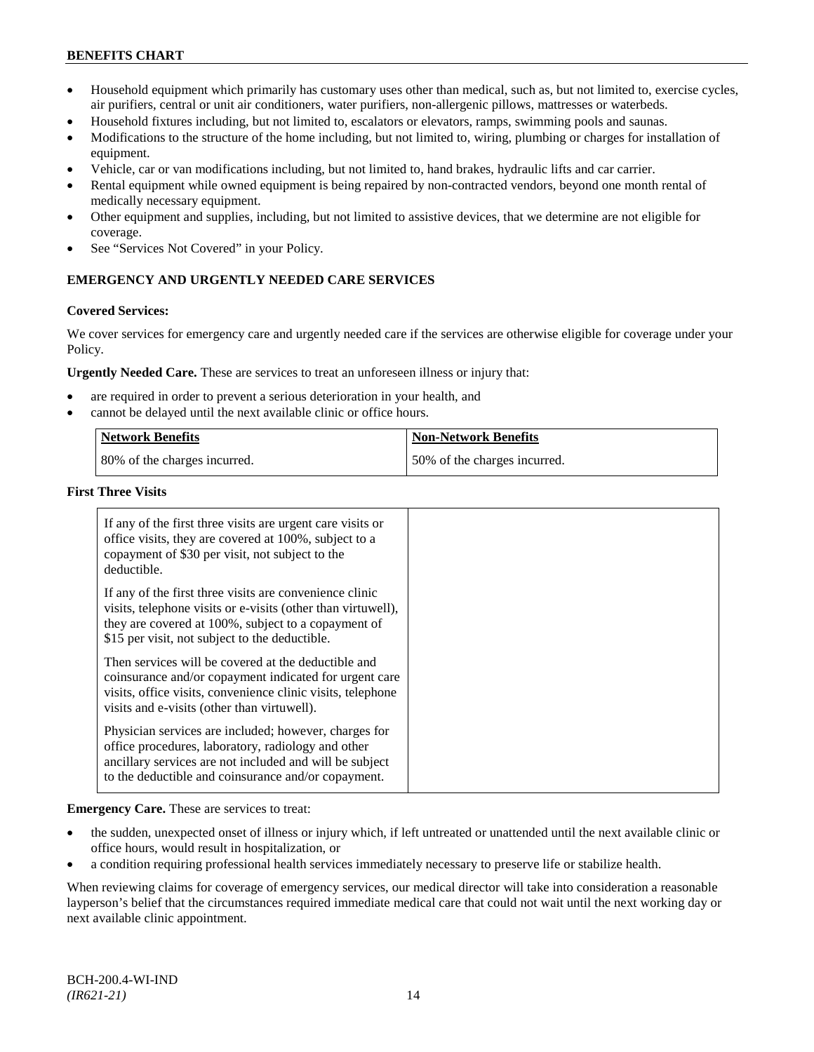- Household equipment which primarily has customary uses other than medical, such as, but not limited to, exercise cycles, air purifiers, central or unit air conditioners, water purifiers, non-allergenic pillows, mattresses or waterbeds.
- Household fixtures including, but not limited to, escalators or elevators, ramps, swimming pools and saunas.
- Modifications to the structure of the home including, but not limited to, wiring, plumbing or charges for installation of equipment.
- Vehicle, car or van modifications including, but not limited to, hand brakes, hydraulic lifts and car carrier.
- Rental equipment while owned equipment is being repaired by non-contracted vendors, beyond one month rental of medically necessary equipment.
- Other equipment and supplies, including, but not limited to assistive devices, that we determine are not eligible for coverage.
- See "Services Not Covered" in your Policy.

### EMERGENCY AND URGENTLY NEEDED CARE SERVICES

**Covered Services:**

We cover services for emergency care and urgently needed care if the services are otherwise eligible for coverage under your Policy.

**Urgently Needed Care.** These are services to treat an unforeseen illness or injury that:

- are required in order to prevent a serious deterioration in your health, and
- cannot be delayed until the next available clinic or office hours.

| Network Benefits | Non-Network Benefits |
|---|---|
| 80% of the charges incurred. | 50% of the charges incurred. |

**First Three Visits**

| | |
|---|---|
| If any of the first three visits are urgent care visits or office visits, they are covered at 100%, subject to a copayment of $30 per visit, not subject to the deductible.<br><br>If any of the first three visits are convenience clinic visits, telephone visits or e-visits (other than virtuwell), they are covered at 100%, subject to a copayment of $15 per visit, not subject to the deductible.<br><br>Then services will be covered at the deductible and coinsurance and/or copayment indicated for urgent care visits, office visits, convenience clinic visits, telephone visits and e-visits (other than virtuwell).<br><br>Physician services are included; however, charges for office procedures, laboratory, radiology and other ancillary services are not included and will be subject to the deductible and coinsurance and/or copayment. | |

**Emergency Care.** These are services to treat:

- the sudden, unexpected onset of illness or injury which, if left untreated or unattended until the next available clinic or office hours, would result in hospitalization, or
- a condition requiring professional health services immediately necessary to preserve life or stabilize health.

When reviewing claims for coverage of emergency services, our medical director will take into consideration a reasonable layperson's belief that the circumstances required immediate medical care that could not wait until the next working day or next available clinic appointment.

BCH-200.4-WI-IND
*(IR621-21)*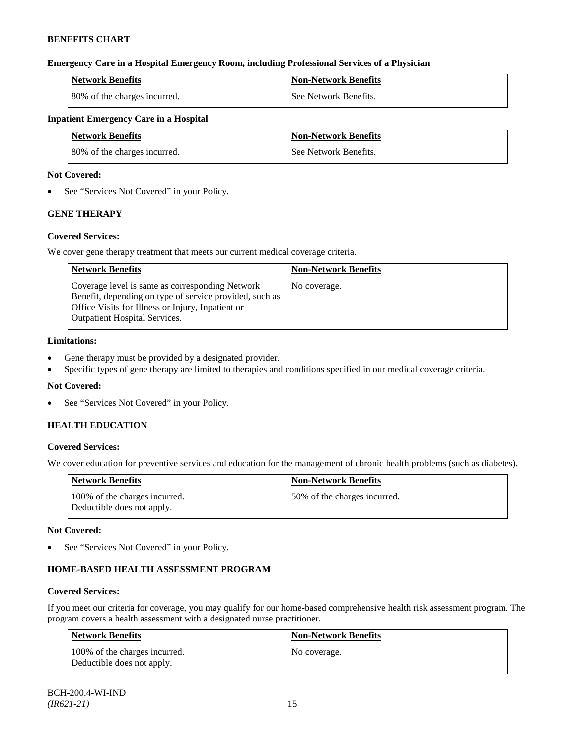**Emergency Care in a Hospital Emergency Room, including Professional Services of a Physician**

| Network Benefits | Non-Network Benefits |
| --- | --- |
| 80% of the charges incurred. | See Network Benefits. |

**Inpatient Emergency Care in a Hospital**

| Network Benefits | Non-Network Benefits |
| --- | --- |
| 80% of the charges incurred. | See Network Benefits. |

**Not Covered:**

- See "Services Not Covered" in your Policy.

## GENE THERAPY

**Covered Services:**

We cover gene therapy treatment that meets our current medical coverage criteria.

| Network Benefits | Non-Network Benefits |
| --- | --- |
| Coverage level is same as corresponding Network Benefit, depending on type of service provided, such as Office Visits for Illness or Injury, Inpatient or Outpatient Hospital Services. | No coverage. |

**Limitations:**

- Gene therapy must be provided by a designated provider.
- Specific types of gene therapy are limited to therapies and conditions specified in our medical coverage criteria.

**Not Covered:**

- See "Services Not Covered" in your Policy.

## HEALTH EDUCATION

**Covered Services:**

We cover education for preventive services and education for the management of chronic health problems (such as diabetes).

| Network Benefits | Non-Network Benefits |
| --- | --- |
| 100% of the charges incurred. Deductible does not apply. | 50% of the charges incurred. |

**Not Covered:**

- See "Services Not Covered" in your Policy.

## HOME-BASED HEALTH ASSESSMENT PROGRAM

**Covered Services:**

If you meet our criteria for coverage, you may qualify for our home-based comprehensive health risk assessment program. The program covers a health assessment with a designated nurse practitioner.

| Network Benefits | Non-Network Benefits |
| --- | --- |
| 100% of the charges incurred. Deductible does not apply. | No coverage. |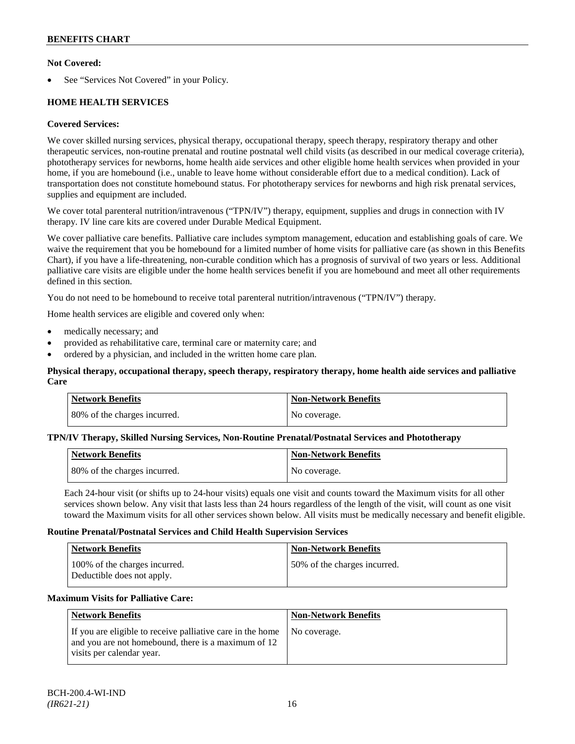**Not Covered:**

- See "Services Not Covered" in your Policy.

## HOME HEALTH SERVICES

**Covered Services:**

We cover skilled nursing services, physical therapy, occupational therapy, speech therapy, respiratory therapy and other therapeutic services, non-routine prenatal and routine postnatal well child visits (as described in our medical coverage criteria), phototherapy services for newborns, home health aide services and other eligible home health services when provided in your home, if you are homebound (i.e., unable to leave home without considerable effort due to a medical condition). Lack of transportation does not constitute homebound status. For phototherapy services for newborns and high risk prenatal services, supplies and equipment are included.

We cover total parenteral nutrition/intravenous ("TPN/IV") therapy, equipment, supplies and drugs in connection with IV therapy. IV line care kits are covered under Durable Medical Equipment.

We cover palliative care benefits. Palliative care includes symptom management, education and establishing goals of care. We waive the requirement that you be homebound for a limited number of home visits for palliative care (as shown in this Benefits Chart), if you have a life-threatening, non-curable condition which has a prognosis of survival of two years or less. Additional palliative care visits are eligible under the home health services benefit if you are homebound and meet all other requirements defined in this section.

You do not need to be homebound to receive total parenteral nutrition/intravenous ("TPN/IV") therapy.

Home health services are eligible and covered only when:

- medically necessary; and
- provided as rehabilitative care, terminal care or maternity care; and
- ordered by a physician, and included in the written home care plan.

**Physical therapy, occupational therapy, speech therapy, respiratory therapy, home health aide services and palliative Care**

| Network Benefits | Non-Network Benefits |
|---|---|
| 80% of the charges incurred. | No coverage. |

**TPN/IV Therapy, Skilled Nursing Services, Non-Routine Prenatal/Postnatal Services and Phototherapy**

| Network Benefits | Non-Network Benefits |
|---|---|
| 80% of the charges incurred. | No coverage. |

Each 24-hour visit (or shifts up to 24-hour visits) equals one visit and counts toward the Maximum visits for all other services shown below. Any visit that lasts less than 24 hours regardless of the length of the visit, will count as one visit toward the Maximum visits for all other services shown below. All visits must be medically necessary and benefit eligible.

**Routine Prenatal/Postnatal Services and Child Health Supervision Services**

| Network Benefits | Non-Network Benefits |
|---|---|
| 100% of the charges incurred. Deductible does not apply. | 50% of the charges incurred. |

**Maximum Visits for Palliative Care:**

| Network Benefits | Non-Network Benefits |
|---|---|
| If you are eligible to receive palliative care in the home and you are not homebound, there is a maximum of 12 visits per calendar year. | No coverage. |

BCH-200.4-WI-IND
*(IR621-21)*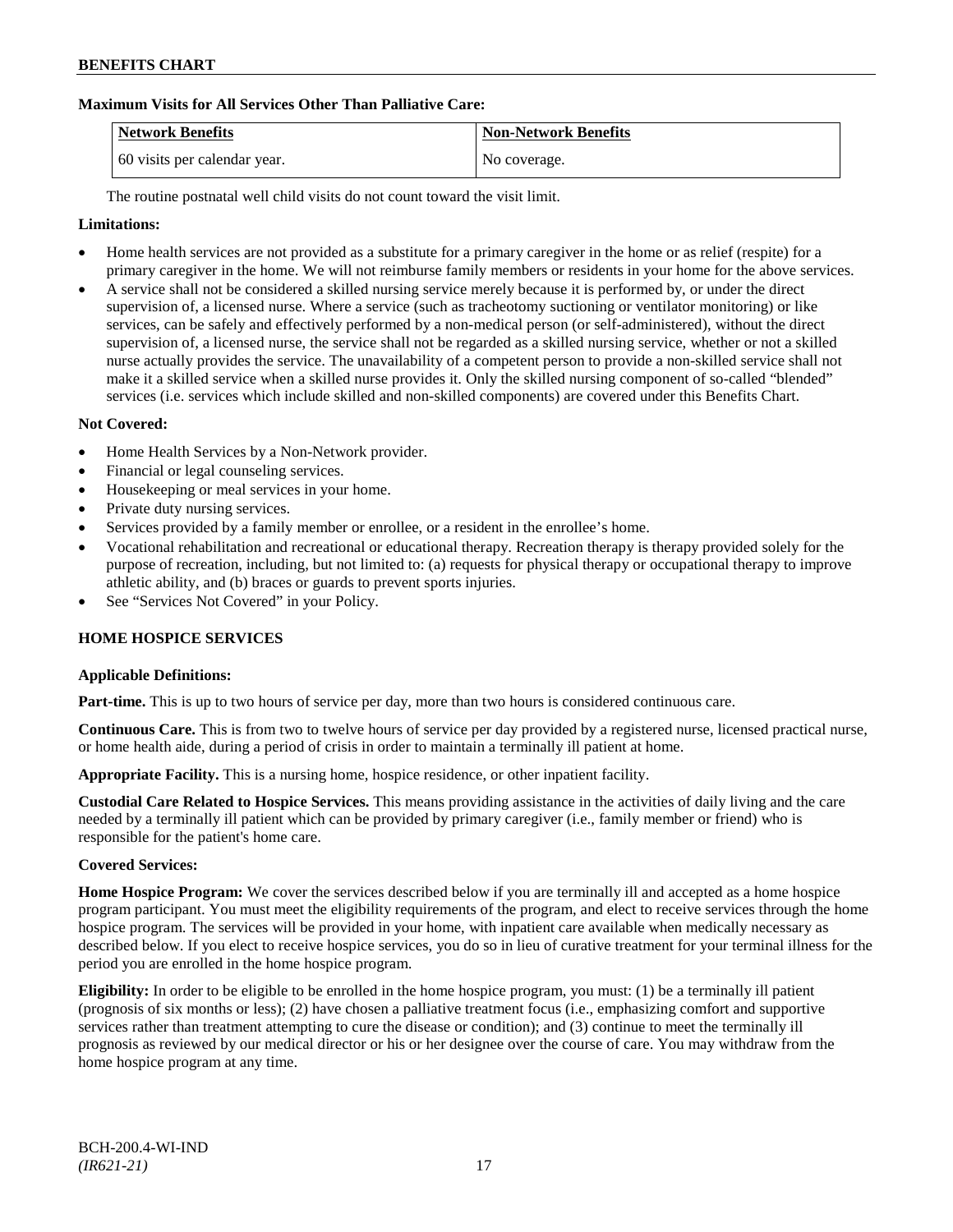**Maximum Visits for All Services Other Than Palliative Care:**

| Network Benefits | Non-Network Benefits |
| --- | --- |
| 60 visits per calendar year. | No coverage. |

The routine postnatal well child visits do not count toward the visit limit.

**Limitations:**

- Home health services are not provided as a substitute for a primary caregiver in the home or as relief (respite) for a primary caregiver in the home. We will not reimburse family members or residents in your home for the above services.
- A service shall not be considered a skilled nursing service merely because it is performed by, or under the direct supervision of, a licensed nurse. Where a service (such as tracheotomy suctioning or ventilator monitoring) or like services, can be safely and effectively performed by a non-medical person (or self-administered), without the direct supervision of, a licensed nurse, the service shall not be regarded as a skilled nursing service, whether or not a skilled nurse actually provides the service. The unavailability of a competent person to provide a non-skilled service shall not make it a skilled service when a skilled nurse provides it. Only the skilled nursing component of so-called "blended" services (i.e. services which include skilled and non-skilled components) are covered under this Benefits Chart.

**Not Covered:**

- Home Health Services by a Non-Network provider.
- Financial or legal counseling services.
- Housekeeping or meal services in your home.
- Private duty nursing services.
- Services provided by a family member or enrollee, or a resident in the enrollee's home.
- Vocational rehabilitation and recreational or educational therapy. Recreation therapy is therapy provided solely for the purpose of recreation, including, but not limited to: (a) requests for physical therapy or occupational therapy to improve athletic ability, and (b) braces or guards to prevent sports injuries.
- See "Services Not Covered" in your Policy.

### HOME HOSPICE SERVICES

**Applicable Definitions:**

**Part-time.** This is up to two hours of service per day, more than two hours is considered continuous care.

**Continuous Care.** This is from two to twelve hours of service per day provided by a registered nurse, licensed practical nurse, or home health aide, during a period of crisis in order to maintain a terminally ill patient at home.

**Appropriate Facility.** This is a nursing home, hospice residence, or other inpatient facility.

**Custodial Care Related to Hospice Services.** This means providing assistance in the activities of daily living and the care needed by a terminally ill patient which can be provided by primary caregiver (i.e., family member or friend) who is responsible for the patient's home care.

**Covered Services:**

**Home Hospice Program:** We cover the services described below if you are terminally ill and accepted as a home hospice program participant. You must meet the eligibility requirements of the program, and elect to receive services through the home hospice program. The services will be provided in your home, with inpatient care available when medically necessary as described below. If you elect to receive hospice services, you do so in lieu of curative treatment for your terminal illness for the period you are enrolled in the home hospice program.

**Eligibility:** In order to be eligible to be enrolled in the home hospice program, you must: (1) be a terminally ill patient (prognosis of six months or less); (2) have chosen a palliative treatment focus (i.e., emphasizing comfort and supportive services rather than treatment attempting to cure the disease or condition); and (3) continue to meet the terminally ill prognosis as reviewed by our medical director or his or her designee over the course of care. You may withdraw from the home hospice program at any time.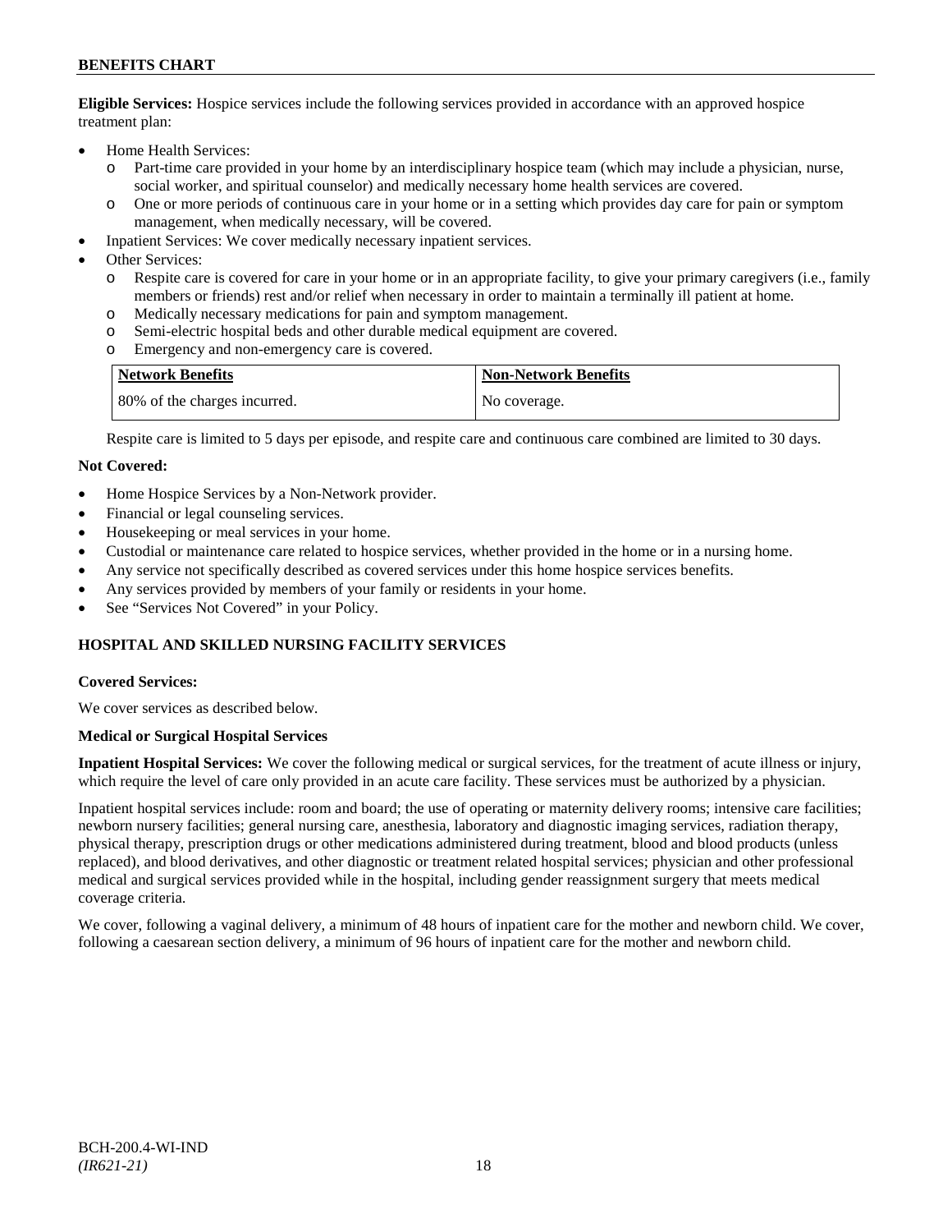**Eligible Services:** Hospice services include the following services provided in accordance with an approved hospice treatment plan:

- Home Health Services:
  - Part-time care provided in your home by an interdisciplinary hospice team (which may include a physician, nurse, social worker, and spiritual counselor) and medically necessary home health services are covered.
  - One or more periods of continuous care in your home or in a setting which provides day care for pain or symptom management, when medically necessary, will be covered.
- Inpatient Services: We cover medically necessary inpatient services.
- Other Services:
  - Respite care is covered for care in your home or in an appropriate facility, to give your primary caregivers (i.e., family members or friends) rest and/or relief when necessary in order to maintain a terminally ill patient at home.
  - Medically necessary medications for pain and symptom management.
  - Semi-electric hospital beds and other durable medical equipment are covered.
  - Emergency and non-emergency care is covered.

| Network Benefits | Non-Network Benefits |
|---|---|
| 80% of the charges incurred. | No coverage. |

Respite care is limited to 5 days per episode, and respite care and continuous care combined are limited to 30 days.

**Not Covered:**

- Home Hospice Services by a Non-Network provider.
- Financial or legal counseling services.
- Housekeeping or meal services in your home.
- Custodial or maintenance care related to hospice services, whether provided in the home or in a nursing home.
- Any service not specifically described as covered services under this home hospice services benefits.
- Any services provided by members of your family or residents in your home.
- See "Services Not Covered" in your Policy.

## HOSPITAL AND SKILLED NURSING FACILITY SERVICES

**Covered Services:**

We cover services as described below.

**Medical or Surgical Hospital Services**

**Inpatient Hospital Services:** We cover the following medical or surgical services, for the treatment of acute illness or injury, which require the level of care only provided in an acute care facility. These services must be authorized by a physician.

Inpatient hospital services include: room and board; the use of operating or maternity delivery rooms; intensive care facilities; newborn nursery facilities; general nursing care, anesthesia, laboratory and diagnostic imaging services, radiation therapy, physical therapy, prescription drugs or other medications administered during treatment, blood and blood products (unless replaced), and blood derivatives, and other diagnostic or treatment related hospital services; physician and other professional medical and surgical services provided while in the hospital, including gender reassignment surgery that meets medical coverage criteria.

We cover, following a vaginal delivery, a minimum of 48 hours of inpatient care for the mother and newborn child. We cover, following a caesarean section delivery, a minimum of 96 hours of inpatient care for the mother and newborn child.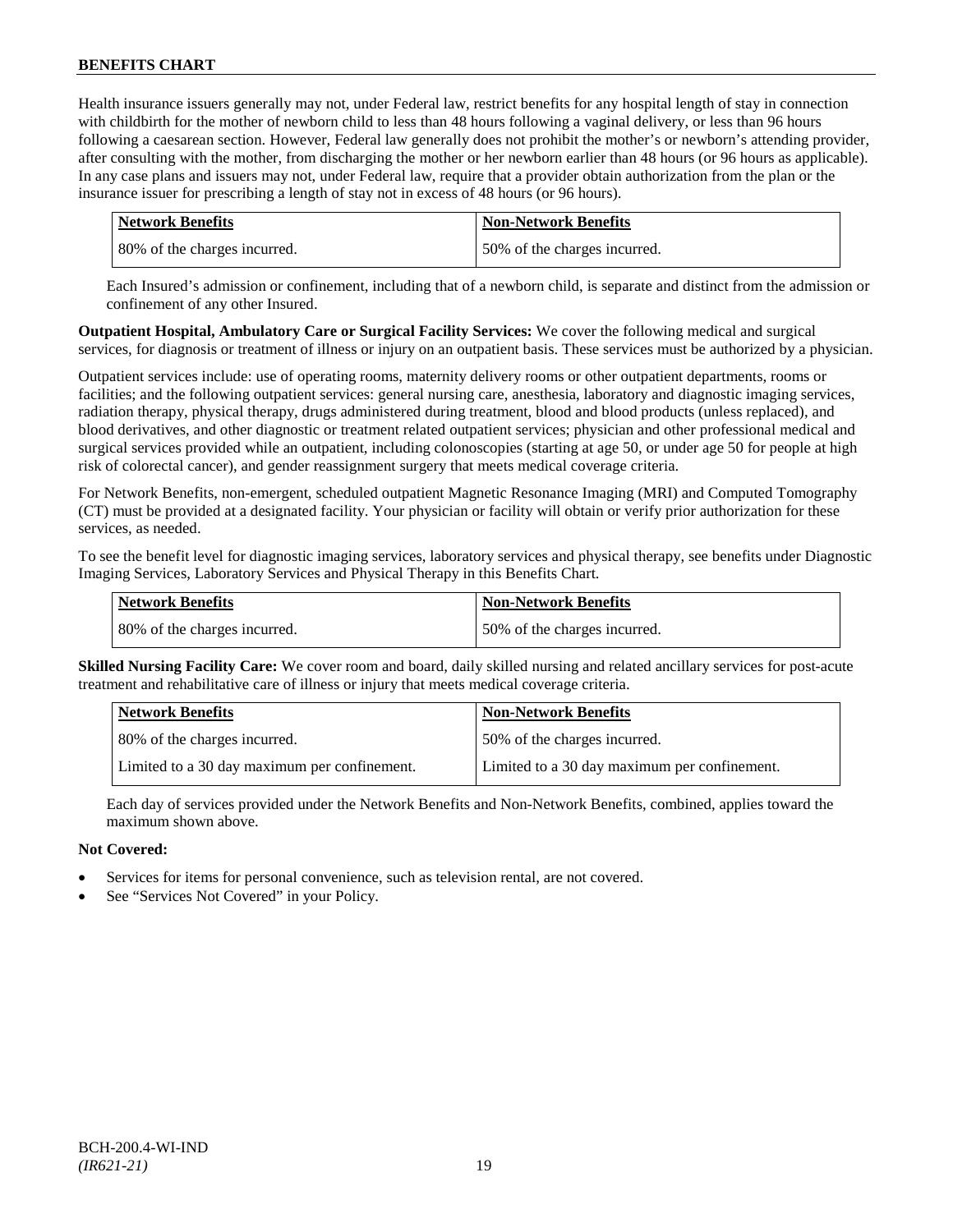Health insurance issuers generally may not, under Federal law, restrict benefits for any hospital length of stay in connection with childbirth for the mother of newborn child to less than 48 hours following a vaginal delivery, or less than 96 hours following a caesarean section. However, Federal law generally does not prohibit the mother's or newborn's attending provider, after consulting with the mother, from discharging the mother or her newborn earlier than 48 hours (or 96 hours as applicable). In any case plans and issuers may not, under Federal law, require that a provider obtain authorization from the plan or the insurance issuer for prescribing a length of stay not in excess of 48 hours (or 96 hours).

| Network Benefits | Non-Network Benefits |
| --- | --- |
| 80% of the charges incurred. | 50% of the charges incurred. |

Each Insured's admission or confinement, including that of a newborn child, is separate and distinct from the admission or confinement of any other Insured.

**Outpatient Hospital, Ambulatory Care or Surgical Facility Services:** We cover the following medical and surgical services, for diagnosis or treatment of illness or injury on an outpatient basis. These services must be authorized by a physician.

Outpatient services include: use of operating rooms, maternity delivery rooms or other outpatient departments, rooms or facilities; and the following outpatient services: general nursing care, anesthesia, laboratory and diagnostic imaging services, radiation therapy, physical therapy, drugs administered during treatment, blood and blood products (unless replaced), and blood derivatives, and other diagnostic or treatment related outpatient services; physician and other professional medical and surgical services provided while an outpatient, including colonoscopies (starting at age 50, or under age 50 for people at high risk of colorectal cancer), and gender reassignment surgery that meets medical coverage criteria.

For Network Benefits, non-emergent, scheduled outpatient Magnetic Resonance Imaging (MRI) and Computed Tomography (CT) must be provided at a designated facility. Your physician or facility will obtain or verify prior authorization for these services, as needed.

To see the benefit level for diagnostic imaging services, laboratory services and physical therapy, see benefits under Diagnostic Imaging Services, Laboratory Services and Physical Therapy in this Benefits Chart.

| Network Benefits | Non-Network Benefits |
| --- | --- |
| 80% of the charges incurred. | 50% of the charges incurred. |

**Skilled Nursing Facility Care:** We cover room and board, daily skilled nursing and related ancillary services for post-acute treatment and rehabilitative care of illness or injury that meets medical coverage criteria.

| Network Benefits | Non-Network Benefits |
| --- | --- |
| 80% of the charges incurred. | 50% of the charges incurred. |
| Limited to a 30 day maximum per confinement. | Limited to a 30 day maximum per confinement. |

Each day of services provided under the Network Benefits and Non-Network Benefits, combined, applies toward the maximum shown above.

**Not Covered:**

- Services for items for personal convenience, such as television rental, are not covered.
- See "Services Not Covered" in your Policy.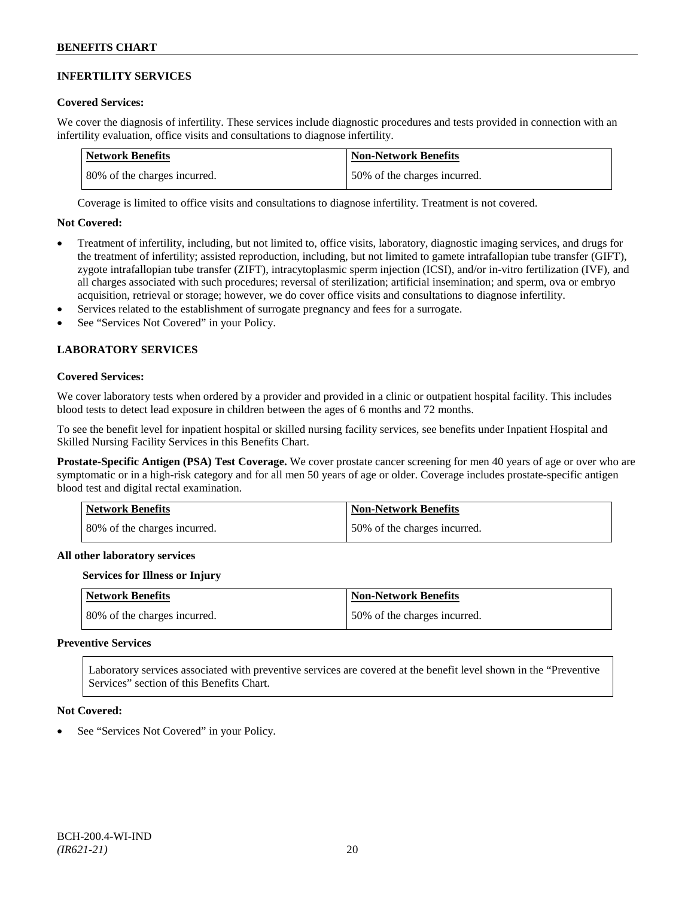## INFERTILITY SERVICES

### Covered Services:

We cover the diagnosis of infertility. These services include diagnostic procedures and tests provided in connection with an infertility evaluation, office visits and consultations to diagnose infertility.

| Network Benefits | Non-Network Benefits |
| --- | --- |
| 80% of the charges incurred. | 50% of the charges incurred. |

Coverage is limited to office visits and consultations to diagnose infertility. Treatment is not covered.

### Not Covered:

- Treatment of infertility, including, but not limited to, office visits, laboratory, diagnostic imaging services, and drugs for the treatment of infertility; assisted reproduction, including, but not limited to gamete intrafallopian tube transfer (GIFT), zygote intrafallopian tube transfer (ZIFT), intracytoplasmic sperm injection (ICSI), and/or in-vitro fertilization (IVF), and all charges associated with such procedures; reversal of sterilization; artificial insemination; and sperm, ova or embryo acquisition, retrieval or storage; however, we do cover office visits and consultations to diagnose infertility.
- Services related to the establishment of surrogate pregnancy and fees for a surrogate.
- See "Services Not Covered" in your Policy.

## LABORATORY SERVICES

### Covered Services:

We cover laboratory tests when ordered by a provider and provided in a clinic or outpatient hospital facility. This includes blood tests to detect lead exposure in children between the ages of 6 months and 72 months.

To see the benefit level for inpatient hospital or skilled nursing facility services, see benefits under Inpatient Hospital and Skilled Nursing Facility Services in this Benefits Chart.

**Prostate-Specific Antigen (PSA) Test Coverage.** We cover prostate cancer screening for men 40 years of age or over who are symptomatic or in a high-risk category and for all men 50 years of age or older. Coverage includes prostate-specific antigen blood test and digital rectal examination.

| Network Benefits | Non-Network Benefits |
| --- | --- |
| 80% of the charges incurred. | 50% of the charges incurred. |

**All other laboratory services**

**Services for Illness or Injury**

| Network Benefits | Non-Network Benefits |
| --- | --- |
| 80% of the charges incurred. | 50% of the charges incurred. |

### Preventive Services

Laboratory services associated with preventive services are covered at the benefit level shown in the "Preventive Services" section of this Benefits Chart.

### Not Covered:

- See "Services Not Covered" in your Policy.

BCH-200.4-WI-IND
*(IR621-21)*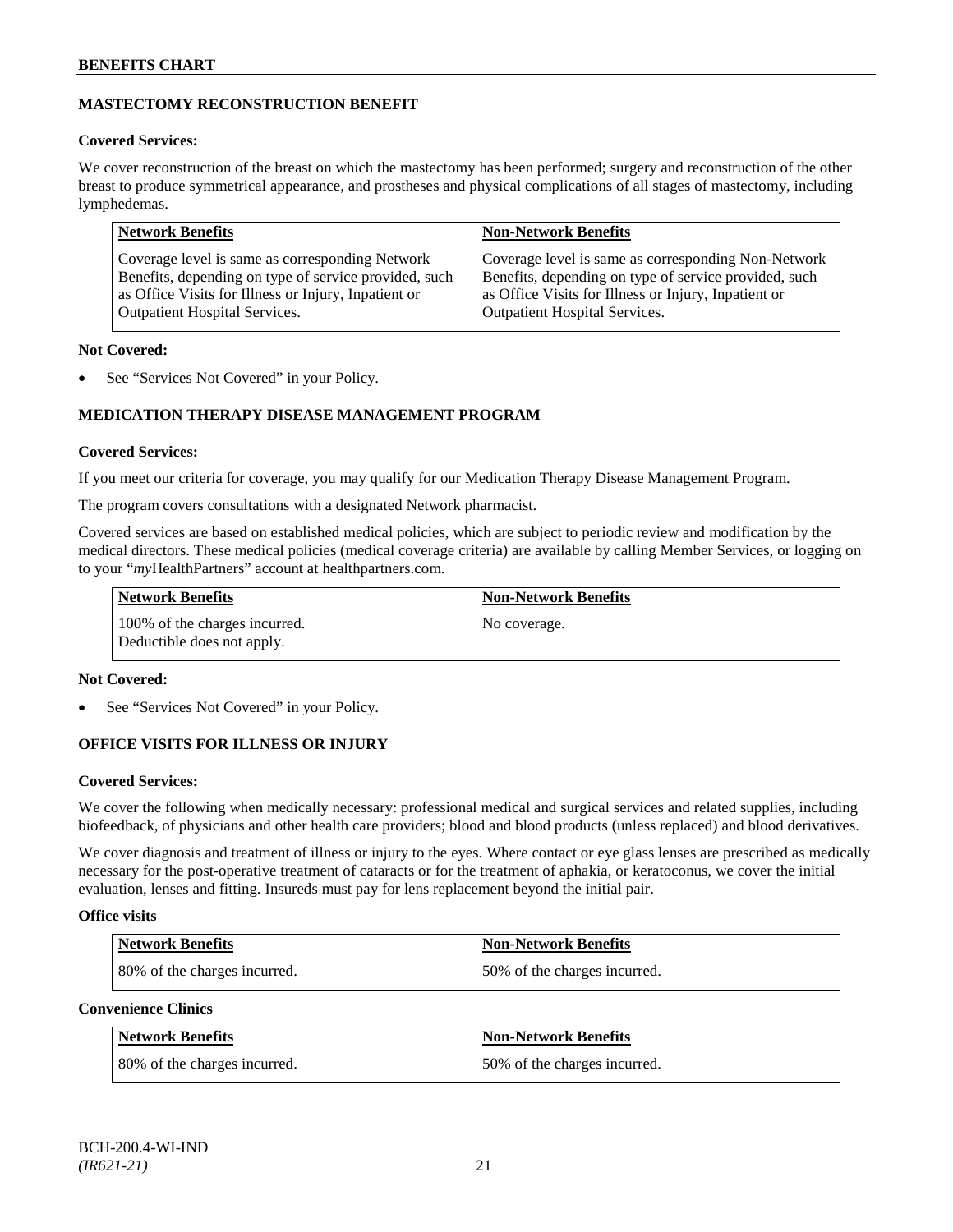### MASTECTOMY RECONSTRUCTION BENEFIT

**Covered Services:**

We cover reconstruction of the breast on which the mastectomy has been performed; surgery and reconstruction of the other breast to produce symmetrical appearance, and prostheses and physical complications of all stages of mastectomy, including lymphedemas.

| Network Benefits | Non-Network Benefits |
|---|---|
| Coverage level is same as corresponding Network Benefits, depending on type of service provided, such as Office Visits for Illness or Injury, Inpatient or Outpatient Hospital Services. | Coverage level is same as corresponding Non-Network Benefits, depending on type of service provided, such as Office Visits for Illness or Injury, Inpatient or Outpatient Hospital Services. |

**Not Covered:**

- See "Services Not Covered" in your Policy.

### MEDICATION THERAPY DISEASE MANAGEMENT PROGRAM

**Covered Services:**

If you meet our criteria for coverage, you may qualify for our Medication Therapy Disease Management Program.

The program covers consultations with a designated Network pharmacist.

Covered services are based on established medical policies, which are subject to periodic review and modification by the medical directors. These medical policies (medical coverage criteria) are available by calling Member Services, or logging on to your "*my*HealthPartners" account at healthpartners.com.

| Network Benefits | Non-Network Benefits |
|---|---|
| 100% of the charges incurred. Deductible does not apply. | No coverage. |

**Not Covered:**

- See "Services Not Covered" in your Policy.

### OFFICE VISITS FOR ILLNESS OR INJURY

**Covered Services:**

We cover the following when medically necessary: professional medical and surgical services and related supplies, including biofeedback, of physicians and other health care providers; blood and blood products (unless replaced) and blood derivatives.

We cover diagnosis and treatment of illness or injury to the eyes. Where contact or eye glass lenses are prescribed as medically necessary for the post-operative treatment of cataracts or for the treatment of aphakia, or keratoconus, we cover the initial evaluation, lenses and fitting. Insureds must pay for lens replacement beyond the initial pair.

**Office visits**

| Network Benefits | Non-Network Benefits |
|---|---|
| 80% of the charges incurred. | 50% of the charges incurred. |

**Convenience Clinics**

| Network Benefits | Non-Network Benefits |
|---|---|
| 80% of the charges incurred. | 50% of the charges incurred. |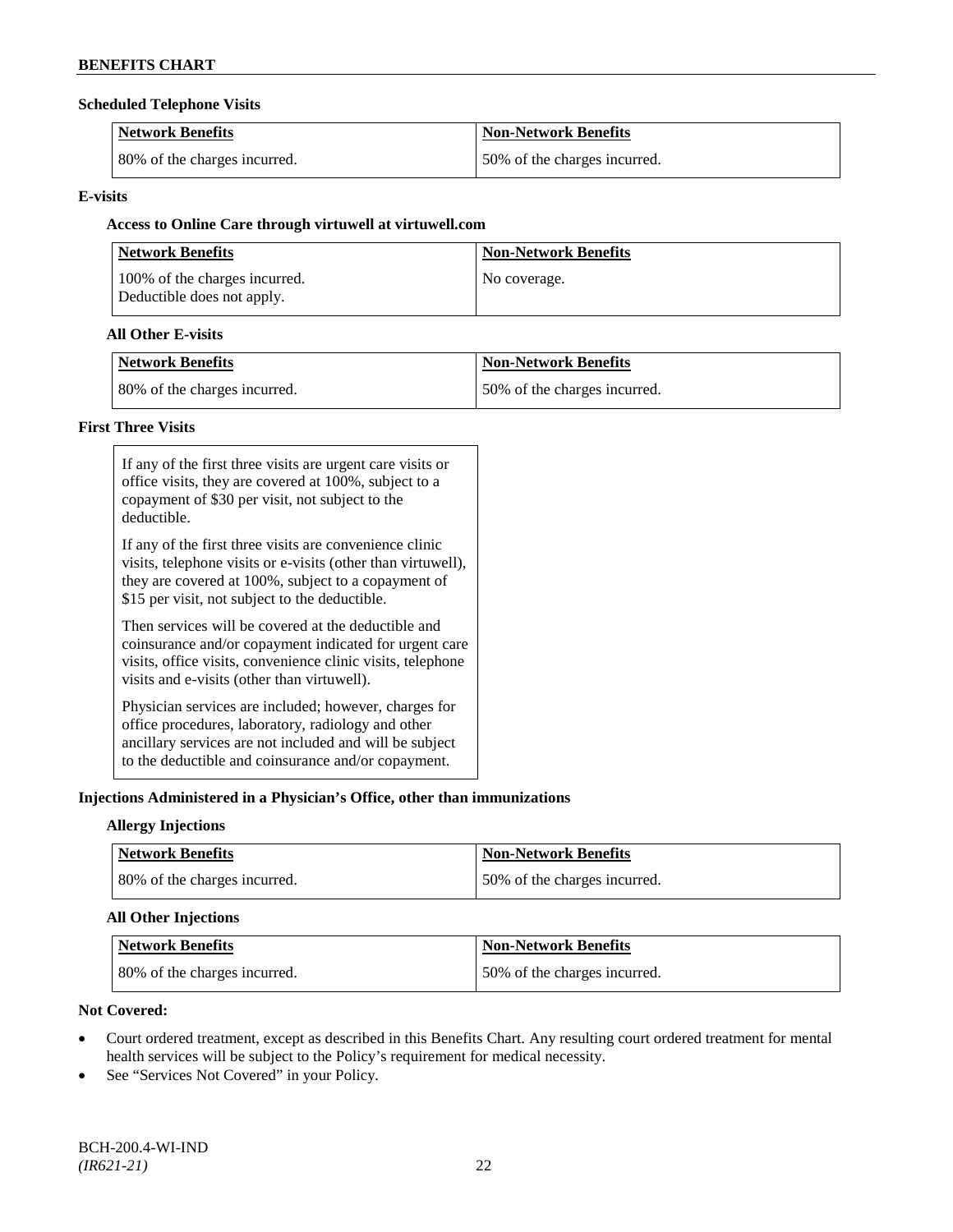### Scheduled Telephone Visits

| Network Benefits | Non-Network Benefits |
|---|---|
| 80% of the charges incurred. | 50% of the charges incurred. |

### E-visits

#### Access to Online Care through virtuwell at virtuwell.com

| Network Benefits | Non-Network Benefits |
|---|---|
| 100% of the charges incurred. Deductible does not apply. | No coverage. |

#### All Other E-visits

| Network Benefits | Non-Network Benefits |
|---|---|
| 80% of the charges incurred. | 50% of the charges incurred. |

### First Three Visits

If any of the first three visits are urgent care visits or office visits, they are covered at 100%, subject to a copayment of $30 per visit, not subject to the deductible.

If any of the first three visits are convenience clinic visits, telephone visits or e-visits (other than virtuwell), they are covered at 100%, subject to a copayment of $15 per visit, not subject to the deductible.

Then services will be covered at the deductible and coinsurance and/or copayment indicated for urgent care visits, office visits, convenience clinic visits, telephone visits and e-visits (other than virtuwell).

Physician services are included; however, charges for office procedures, laboratory, radiology and other ancillary services are not included and will be subject to the deductible and coinsurance and/or copayment.

### Injections Administered in a Physician's Office, other than immunizations

#### Allergy Injections

| Network Benefits | Non-Network Benefits |
|---|---|
| 80% of the charges incurred. | 50% of the charges incurred. |

#### All Other Injections

| Network Benefits | Non-Network Benefits |
|---|---|
| 80% of the charges incurred. | 50% of the charges incurred. |

### Not Covered:

- Court ordered treatment, except as described in this Benefits Chart. Any resulting court ordered treatment for mental health services will be subject to the Policy's requirement for medical necessity.
- See "Services Not Covered" in your Policy.

BCH-200.4-WI-IND
*(IR621-21)*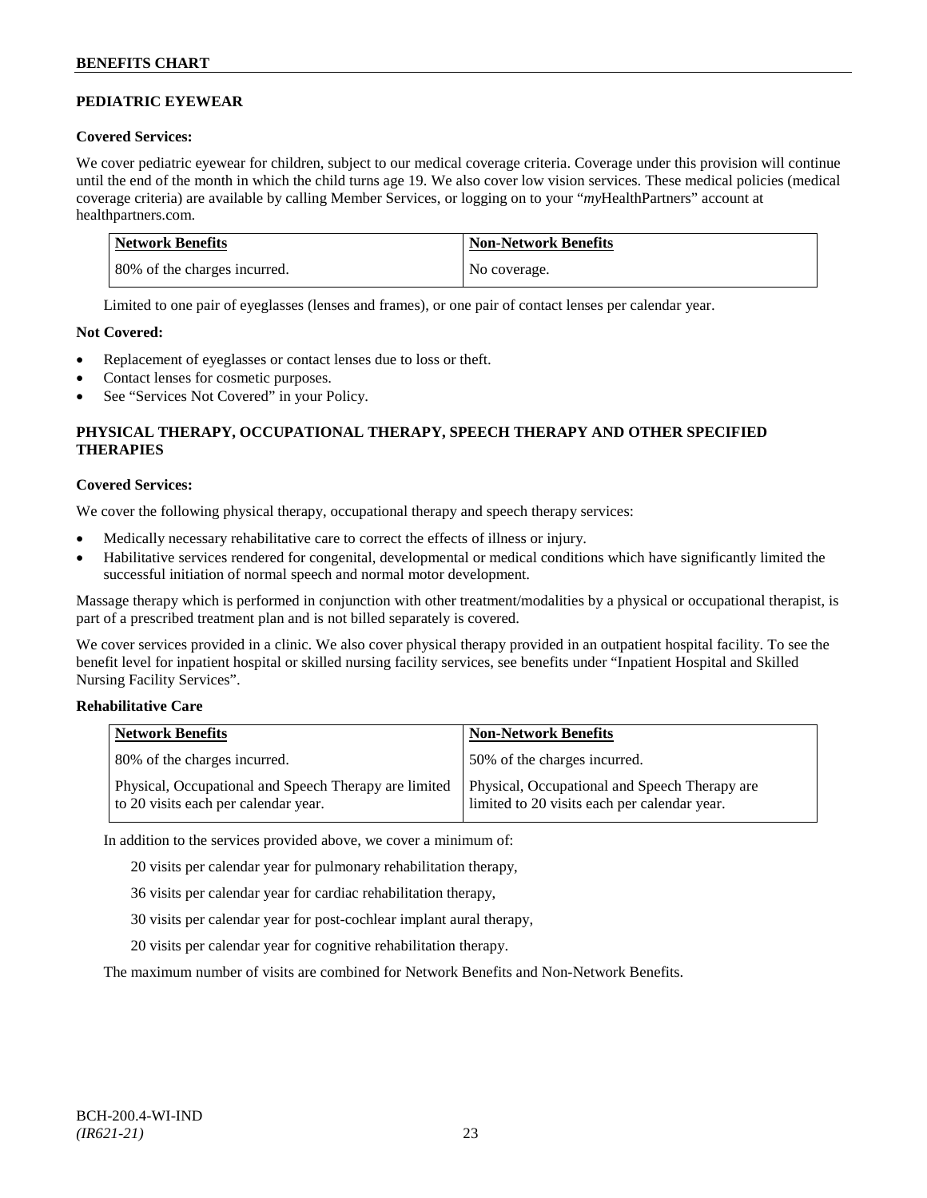## PEDIATRIC EYEWEAR

**Covered Services:**

We cover pediatric eyewear for children, subject to our medical coverage criteria. Coverage under this provision will continue until the end of the month in which the child turns age 19. We also cover low vision services. These medical policies (medical coverage criteria) are available by calling Member Services, or logging on to your "*my*HealthPartners" account at healthpartners.com.

| Network Benefits | Non-Network Benefits |
|---|---|
| 80% of the charges incurred. | No coverage. |

Limited to one pair of eyeglasses (lenses and frames), or one pair of contact lenses per calendar year.

**Not Covered:**

- Replacement of eyeglasses or contact lenses due to loss or theft.
- Contact lenses for cosmetic purposes.
- See "Services Not Covered" in your Policy.

## PHYSICAL THERAPY, OCCUPATIONAL THERAPY, SPEECH THERAPY AND OTHER SPECIFIED THERAPIES

**Covered Services:**

We cover the following physical therapy, occupational therapy and speech therapy services:

- Medically necessary rehabilitative care to correct the effects of illness or injury.
- Habilitative services rendered for congenital, developmental or medical conditions which have significantly limited the successful initiation of normal speech and normal motor development.

Massage therapy which is performed in conjunction with other treatment/modalities by a physical or occupational therapist, is part of a prescribed treatment plan and is not billed separately is covered.

We cover services provided in a clinic. We also cover physical therapy provided in an outpatient hospital facility. To see the benefit level for inpatient hospital or skilled nursing facility services, see benefits under "Inpatient Hospital and Skilled Nursing Facility Services".

**Rehabilitative Care**

| Network Benefits | Non-Network Benefits |
|---|---|
| 80% of the charges incurred. | 50% of the charges incurred. |
| Physical, Occupational and Speech Therapy are limited to 20 visits each per calendar year. | Physical, Occupational and Speech Therapy are limited to 20 visits each per calendar year. |

In addition to the services provided above, we cover a minimum of:

20 visits per calendar year for pulmonary rehabilitation therapy,

36 visits per calendar year for cardiac rehabilitation therapy,

30 visits per calendar year for post-cochlear implant aural therapy,

20 visits per calendar year for cognitive rehabilitation therapy.

The maximum number of visits are combined for Network Benefits and Non-Network Benefits.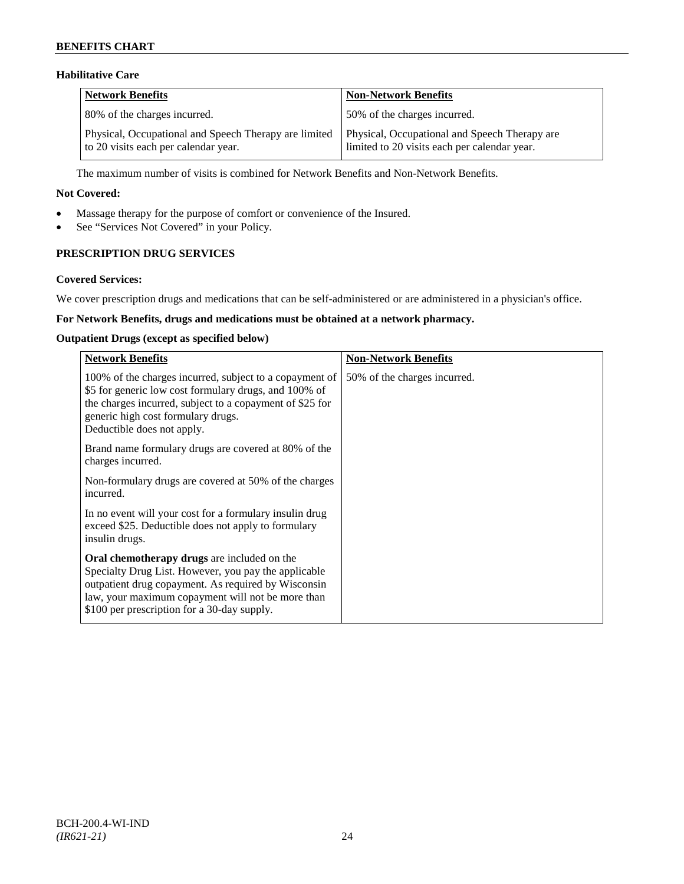### Habilitative Care

| Network Benefits | Non-Network Benefits |
|---|---|
| 80% of the charges incurred. | 50% of the charges incurred. |
| Physical, Occupational and Speech Therapy are limited to 20 visits each per calendar year. | Physical, Occupational and Speech Therapy are limited to 20 visits each per calendar year. |

The maximum number of visits is combined for Network Benefits and Non-Network Benefits.

**Not Covered:**

- Massage therapy for the purpose of comfort or convenience of the Insured.
- See "Services Not Covered" in your Policy.

## PRESCRIPTION DRUG SERVICES

**Covered Services:**

We cover prescription drugs and medications that can be self-administered or are administered in a physician's office.

**For Network Benefits, drugs and medications must be obtained at a network pharmacy.**

**Outpatient Drugs (except as specified below)**

| Network Benefits | Non-Network Benefits |
|---|---|
| 100% of the charges incurred, subject to a copayment of $5 for generic low cost formulary drugs, and 100% of the charges incurred, subject to a copayment of $25 for generic high cost formulary drugs.<br>Deductible does not apply.<br><br>Brand name formulary drugs are covered at 80% of the charges incurred.<br><br>Non-formulary drugs are covered at 50% of the charges incurred.<br><br>In no event will your cost for a formulary insulin drug exceed $25. Deductible does not apply to formulary insulin drugs.<br><br>**Oral chemotherapy drugs** are included on the Specialty Drug List. However, you pay the applicable outpatient drug copayment. As required by Wisconsin law, your maximum copayment will not be more than $100 per prescription for a 30-day supply. | 50% of the charges incurred. |

BCH-200.4-WI-IND
*(IR621-21)*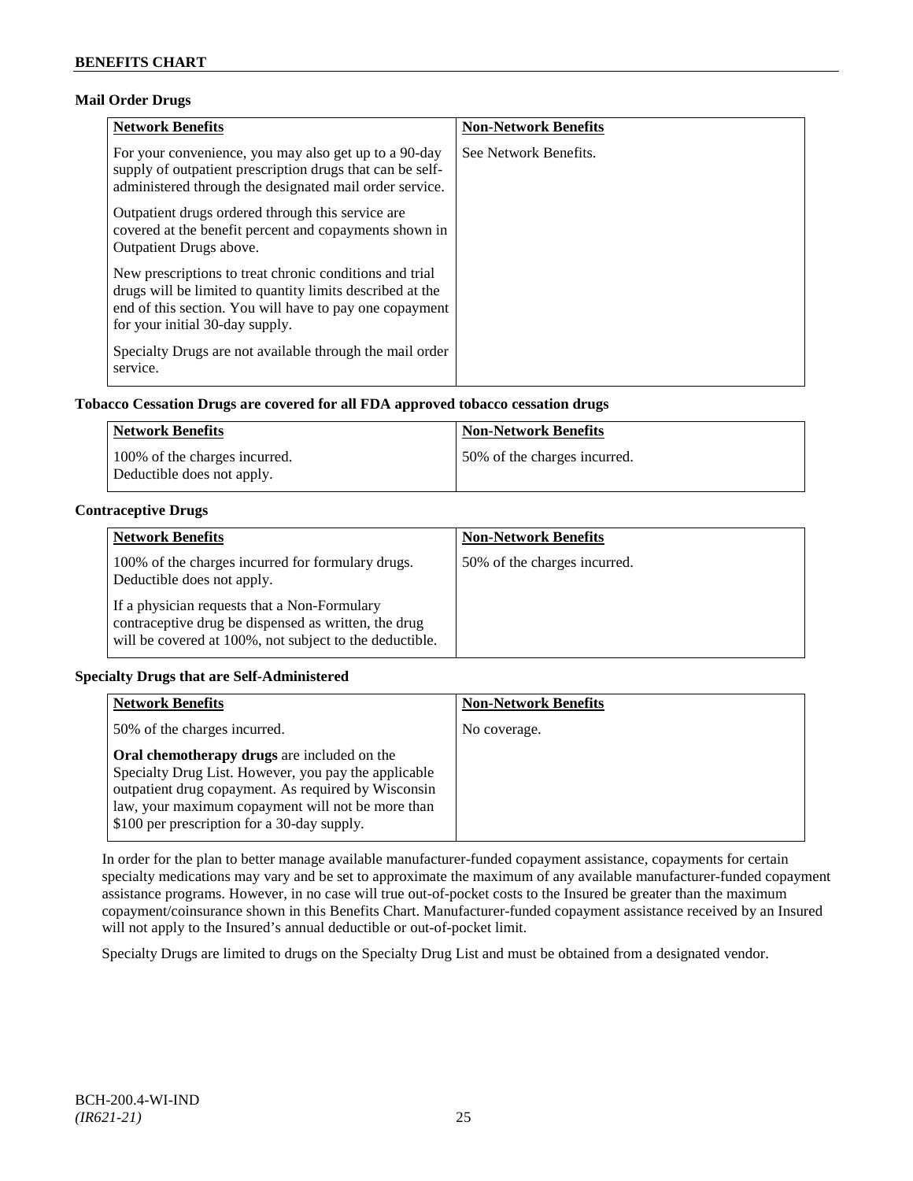### Mail Order Drugs

| Network Benefits | Non-Network Benefits |
|---|---|
| For your convenience, you may also get up to a 90-day supply of outpatient prescription drugs that can be self-administered through the designated mail order service.<br><br>Outpatient drugs ordered through this service are covered at the benefit percent and copayments shown in Outpatient Drugs above.<br><br>New prescriptions to treat chronic conditions and trial drugs will be limited to quantity limits described at the end of this section. You will have to pay one copayment for your initial 30-day supply.<br><br>Specialty Drugs are not available through the mail order service. | See Network Benefits. |

### Tobacco Cessation Drugs are covered for all FDA approved tobacco cessation drugs

| Network Benefits | Non-Network Benefits |
|---|---|
| 100% of the charges incurred.<br>Deductible does not apply. | 50% of the charges incurred. |

### Contraceptive Drugs

| Network Benefits | Non-Network Benefits |
|---|---|
| 100% of the charges incurred for formulary drugs. Deductible does not apply.<br><br>If a physician requests that a Non-Formulary contraceptive drug be dispensed as written, the drug will be covered at 100%, not subject to the deductible. | 50% of the charges incurred. |

### Specialty Drugs that are Self-Administered

| Network Benefits | Non-Network Benefits |
|---|---|
| 50% of the charges incurred.<br><br>**Oral chemotherapy drugs** are included on the Specialty Drug List. However, you pay the applicable outpatient drug copayment. As required by Wisconsin law, your maximum copayment will not be more than $100 per prescription for a 30-day supply. | No coverage. |

In order for the plan to better manage available manufacturer-funded copayment assistance, copayments for certain specialty medications may vary and be set to approximate the maximum of any available manufacturer-funded copayment assistance programs. However, in no case will true out-of-pocket costs to the Insured be greater than the maximum copayment/coinsurance shown in this Benefits Chart. Manufacturer-funded copayment assistance received by an Insured will not apply to the Insured's annual deductible or out-of-pocket limit.

Specialty Drugs are limited to drugs on the Specialty Drug List and must be obtained from a designated vendor.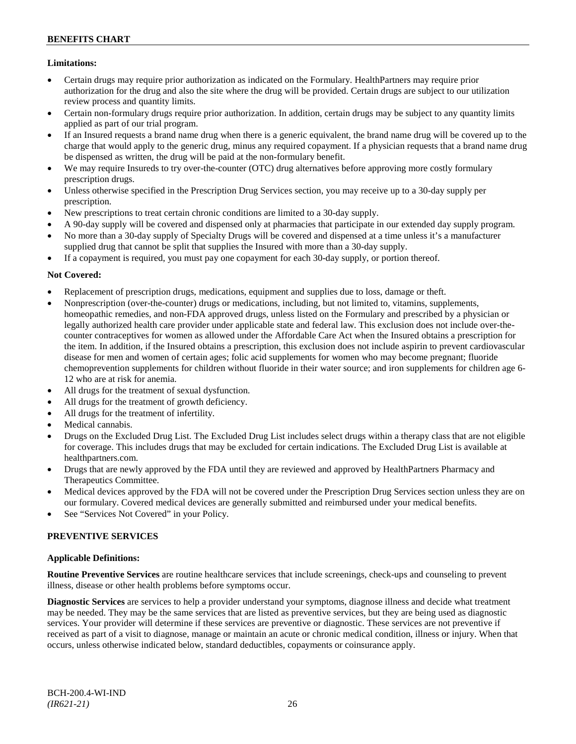**Limitations:**

- Certain drugs may require prior authorization as indicated on the Formulary. HealthPartners may require prior authorization for the drug and also the site where the drug will be provided. Certain drugs are subject to our utilization review process and quantity limits.
- Certain non-formulary drugs require prior authorization. In addition, certain drugs may be subject to any quantity limits applied as part of our trial program.
- If an Insured requests a brand name drug when there is a generic equivalent, the brand name drug will be covered up to the charge that would apply to the generic drug, minus any required copayment. If a physician requests that a brand name drug be dispensed as written, the drug will be paid at the non-formulary benefit.
- We may require Insureds to try over-the-counter (OTC) drug alternatives before approving more costly formulary prescription drugs.
- Unless otherwise specified in the Prescription Drug Services section, you may receive up to a 30-day supply per prescription.
- New prescriptions to treat certain chronic conditions are limited to a 30-day supply.
- A 90-day supply will be covered and dispensed only at pharmacies that participate in our extended day supply program.
- No more than a 30-day supply of Specialty Drugs will be covered and dispensed at a time unless it's a manufacturer supplied drug that cannot be split that supplies the Insured with more than a 30-day supply.
- If a copayment is required, you must pay one copayment for each 30-day supply, or portion thereof.

**Not Covered:**

- Replacement of prescription drugs, medications, equipment and supplies due to loss, damage or theft.
- Nonprescription (over-the-counter) drugs or medications, including, but not limited to, vitamins, supplements, homeopathic remedies, and non-FDA approved drugs, unless listed on the Formulary and prescribed by a physician or legally authorized health care provider under applicable state and federal law. This exclusion does not include over-the-counter contraceptives for women as allowed under the Affordable Care Act when the Insured obtains a prescription for the item. In addition, if the Insured obtains a prescription, this exclusion does not include aspirin to prevent cardiovascular disease for men and women of certain ages; folic acid supplements for women who may become pregnant; fluoride chemoprevention supplements for children without fluoride in their water source; and iron supplements for children age 6-12 who are at risk for anemia.
- All drugs for the treatment of sexual dysfunction.
- All drugs for the treatment of growth deficiency.
- All drugs for the treatment of infertility.
- Medical cannabis.
- Drugs on the Excluded Drug List. The Excluded Drug List includes select drugs within a therapy class that are not eligible for coverage. This includes drugs that may be excluded for certain indications. The Excluded Drug List is available at healthpartners.com.
- Drugs that are newly approved by the FDA until they are reviewed and approved by HealthPartners Pharmacy and Therapeutics Committee.
- Medical devices approved by the FDA will not be covered under the Prescription Drug Services section unless they are on our formulary. Covered medical devices are generally submitted and reimbursed under your medical benefits.
- See "Services Not Covered" in your Policy.

## PREVENTIVE SERVICES

**Applicable Definitions:**

**Routine Preventive Services** are routine healthcare services that include screenings, check-ups and counseling to prevent illness, disease or other health problems before symptoms occur.

**Diagnostic Services** are services to help a provider understand your symptoms, diagnose illness and decide what treatment may be needed. They may be the same services that are listed as preventive services, but they are being used as diagnostic services. Your provider will determine if these services are preventive or diagnostic. These services are not preventive if received as part of a visit to diagnose, manage or maintain an acute or chronic medical condition, illness or injury. When that occurs, unless otherwise indicated below, standard deductibles, copayments or coinsurance apply.

BCH-200.4-WI-IND
*(IR621-21)*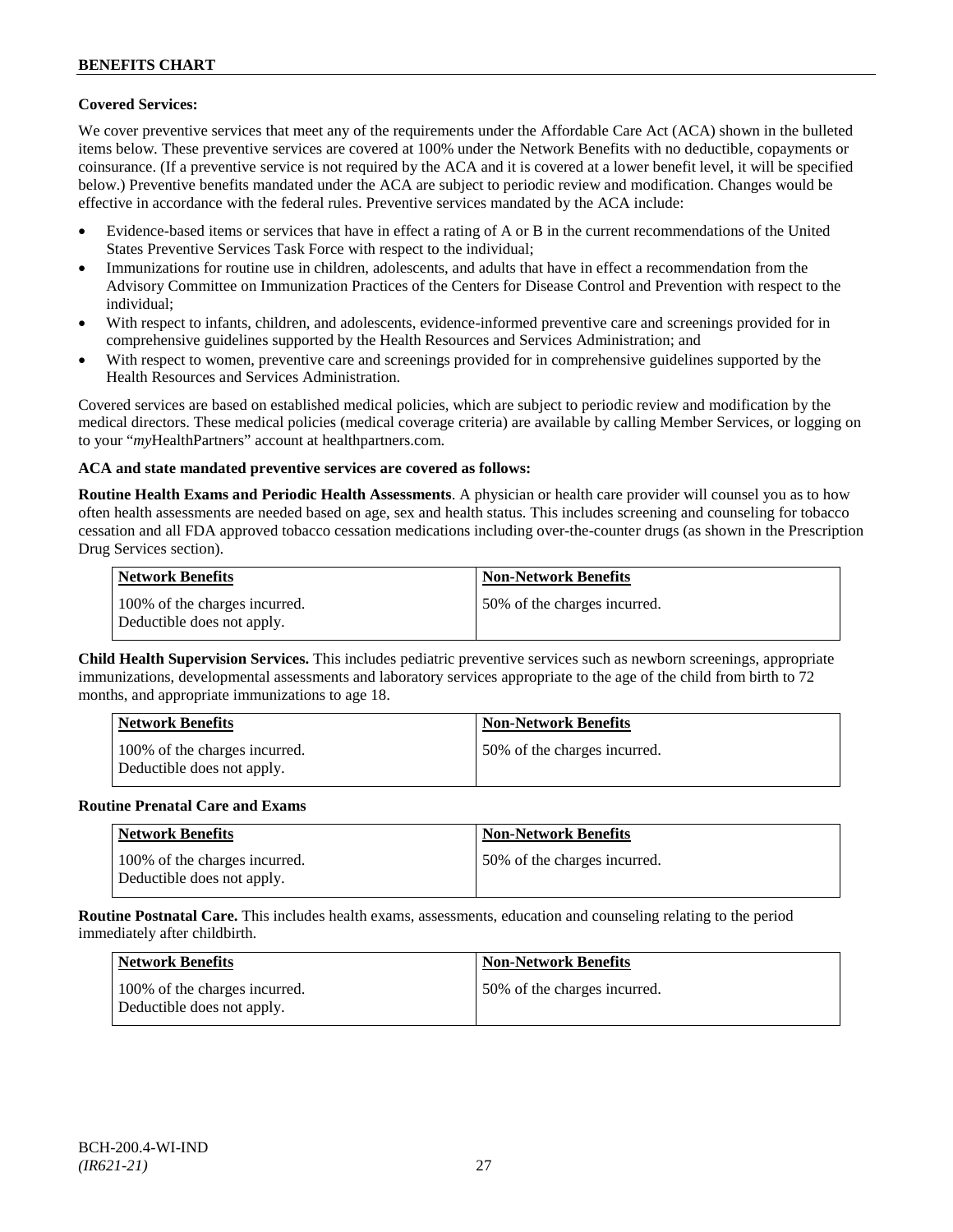**Covered Services:**

We cover preventive services that meet any of the requirements under the Affordable Care Act (ACA) shown in the bulleted items below. These preventive services are covered at 100% under the Network Benefits with no deductible, copayments or coinsurance. (If a preventive service is not required by the ACA and it is covered at a lower benefit level, it will be specified below.) Preventive benefits mandated under the ACA are subject to periodic review and modification. Changes would be effective in accordance with the federal rules. Preventive services mandated by the ACA include:

- Evidence-based items or services that have in effect a rating of A or B in the current recommendations of the United States Preventive Services Task Force with respect to the individual;
- Immunizations for routine use in children, adolescents, and adults that have in effect a recommendation from the Advisory Committee on Immunization Practices of the Centers for Disease Control and Prevention with respect to the individual;
- With respect to infants, children, and adolescents, evidence-informed preventive care and screenings provided for in comprehensive guidelines supported by the Health Resources and Services Administration; and
- With respect to women, preventive care and screenings provided for in comprehensive guidelines supported by the Health Resources and Services Administration.

Covered services are based on established medical policies, which are subject to periodic review and modification by the medical directors. These medical policies (medical coverage criteria) are available by calling Member Services, or logging on to your "*my*HealthPartners" account at healthpartners.com.

**ACA and state mandated preventive services are covered as follows:**

**Routine Health Exams and Periodic Health Assessments**. A physician or health care provider will counsel you as to how often health assessments are needed based on age, sex and health status. This includes screening and counseling for tobacco cessation and all FDA approved tobacco cessation medications including over-the-counter drugs (as shown in the Prescription Drug Services section).

| Network Benefits | Non-Network Benefits |
|---|---|
| 100% of the charges incurred. Deductible does not apply. | 50% of the charges incurred. |

**Child Health Supervision Services.** This includes pediatric preventive services such as newborn screenings, appropriate immunizations, developmental assessments and laboratory services appropriate to the age of the child from birth to 72 months, and appropriate immunizations to age 18.

| Network Benefits | Non-Network Benefits |
|---|---|
| 100% of the charges incurred. Deductible does not apply. | 50% of the charges incurred. |

**Routine Prenatal Care and Exams**

| Network Benefits | Non-Network Benefits |
|---|---|
| 100% of the charges incurred. Deductible does not apply. | 50% of the charges incurred. |

**Routine Postnatal Care.** This includes health exams, assessments, education and counseling relating to the period immediately after childbirth.

| Network Benefits | Non-Network Benefits |
|---|---|
| 100% of the charges incurred. Deductible does not apply. | 50% of the charges incurred. |

BCH-200.4-WI-IND
*(IR621-21)*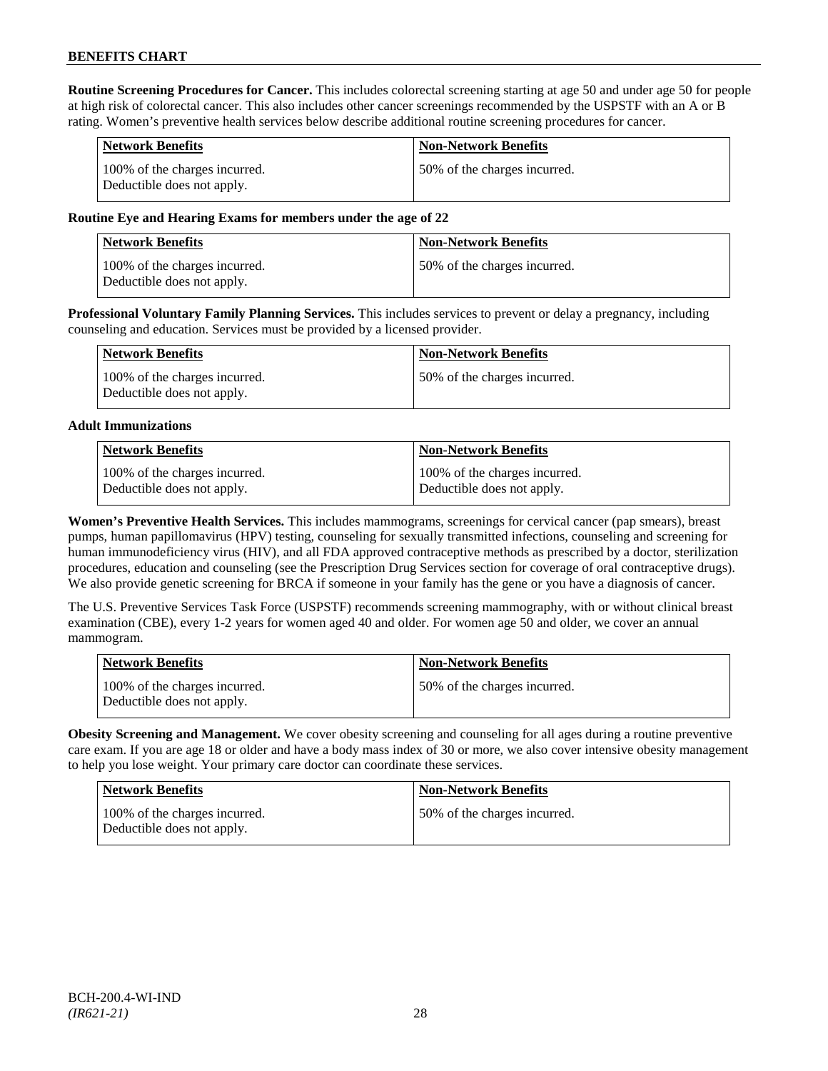**Routine Screening Procedures for Cancer.** This includes colorectal screening starting at age 50 and under age 50 for people at high risk of colorectal cancer. This also includes other cancer screenings recommended by the USPSTF with an A or B rating. Women's preventive health services below describe additional routine screening procedures for cancer.

| Network Benefits | Non-Network Benefits |
|---|---|
| 100% of the charges incurred. Deductible does not apply. | 50% of the charges incurred. |

**Routine Eye and Hearing Exams for members under the age of 22**

| Network Benefits | Non-Network Benefits |
|---|---|
| 100% of the charges incurred. Deductible does not apply. | 50% of the charges incurred. |

**Professional Voluntary Family Planning Services.** This includes services to prevent or delay a pregnancy, including counseling and education. Services must be provided by a licensed provider.

| Network Benefits | Non-Network Benefits |
|---|---|
| 100% of the charges incurred. Deductible does not apply. | 50% of the charges incurred. |

**Adult Immunizations**

| Network Benefits | Non-Network Benefits |
|---|---|
| 100% of the charges incurred. Deductible does not apply. | 100% of the charges incurred. Deductible does not apply. |

**Women's Preventive Health Services.** This includes mammograms, screenings for cervical cancer (pap smears), breast pumps, human papillomavirus (HPV) testing, counseling for sexually transmitted infections, counseling and screening for human immunodeficiency virus (HIV), and all FDA approved contraceptive methods as prescribed by a doctor, sterilization procedures, education and counseling (see the Prescription Drug Services section for coverage of oral contraceptive drugs). We also provide genetic screening for BRCA if someone in your family has the gene or you have a diagnosis of cancer.

The U.S. Preventive Services Task Force (USPSTF) recommends screening mammography, with or without clinical breast examination (CBE), every 1-2 years for women aged 40 and older. For women age 50 and older, we cover an annual mammogram.

| Network Benefits | Non-Network Benefits |
|---|---|
| 100% of the charges incurred. Deductible does not apply. | 50% of the charges incurred. |

**Obesity Screening and Management.** We cover obesity screening and counseling for all ages during a routine preventive care exam. If you are age 18 or older and have a body mass index of 30 or more, we also cover intensive obesity management to help you lose weight. Your primary care doctor can coordinate these services.

| Network Benefits | Non-Network Benefits |
|---|---|
| 100% of the charges incurred. Deductible does not apply. | 50% of the charges incurred. |

BCH-200.4-WI-IND
*(IR621-21)*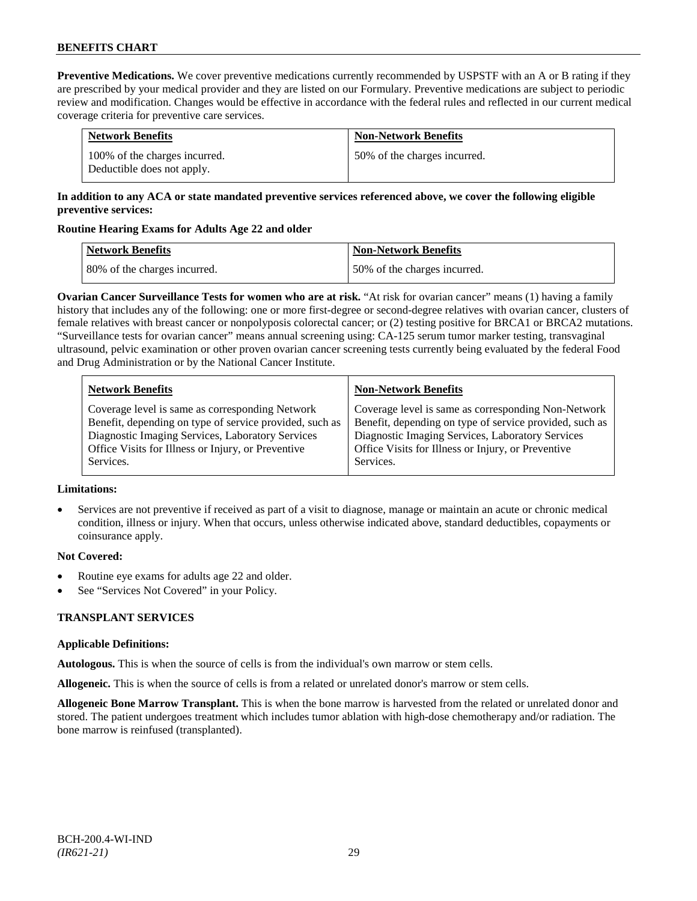**Preventive Medications.** We cover preventive medications currently recommended by USPSTF with an A or B rating if they are prescribed by your medical provider and they are listed on our Formulary. Preventive medications are subject to periodic review and modification. Changes would be effective in accordance with the federal rules and reflected in our current medical coverage criteria for preventive care services.

| Network Benefits | Non-Network Benefits |
| --- | --- |
| 100% of the charges incurred. Deductible does not apply. | 50% of the charges incurred. |

**In addition to any ACA or state mandated preventive services referenced above, we cover the following eligible preventive services:**

**Routine Hearing Exams for Adults Age 22 and older**

| Network Benefits | Non-Network Benefits |
| --- | --- |
| 80% of the charges incurred. | 50% of the charges incurred. |

**Ovarian Cancer Surveillance Tests for women who are at risk.** "At risk for ovarian cancer" means (1) having a family history that includes any of the following: one or more first-degree or second-degree relatives with ovarian cancer, clusters of female relatives with breast cancer or nonpolyposis colorectal cancer; or (2) testing positive for BRCA1 or BRCA2 mutations. "Surveillance tests for ovarian cancer" means annual screening using: CA-125 serum tumor marker testing, transvaginal ultrasound, pelvic examination or other proven ovarian cancer screening tests currently being evaluated by the federal Food and Drug Administration or by the National Cancer Institute.

| Network Benefits | Non-Network Benefits |
| --- | --- |
| Coverage level is same as corresponding Network Benefit, depending on type of service provided, such as Diagnostic Imaging Services, Laboratory Services Office Visits for Illness or Injury, or Preventive Services. | Coverage level is same as corresponding Non-Network Benefit, depending on type of service provided, such as Diagnostic Imaging Services, Laboratory Services Office Visits for Illness or Injury, or Preventive Services. |

**Limitations:**

- Services are not preventive if received as part of a visit to diagnose, manage or maintain an acute or chronic medical condition, illness or injury. When that occurs, unless otherwise indicated above, standard deductibles, copayments or coinsurance apply.

**Not Covered:**

- Routine eye exams for adults age 22 and older.
- See "Services Not Covered" in your Policy.

**TRANSPLANT SERVICES**

**Applicable Definitions:**

**Autologous.** This is when the source of cells is from the individual's own marrow or stem cells.

**Allogeneic.** This is when the source of cells is from a related or unrelated donor's marrow or stem cells.

**Allogeneic Bone Marrow Transplant.** This is when the bone marrow is harvested from the related or unrelated donor and stored. The patient undergoes treatment which includes tumor ablation with high-dose chemotherapy and/or radiation. The bone marrow is reinfused (transplanted).

BCH-200.4-WI-IND
*(IR621-21)*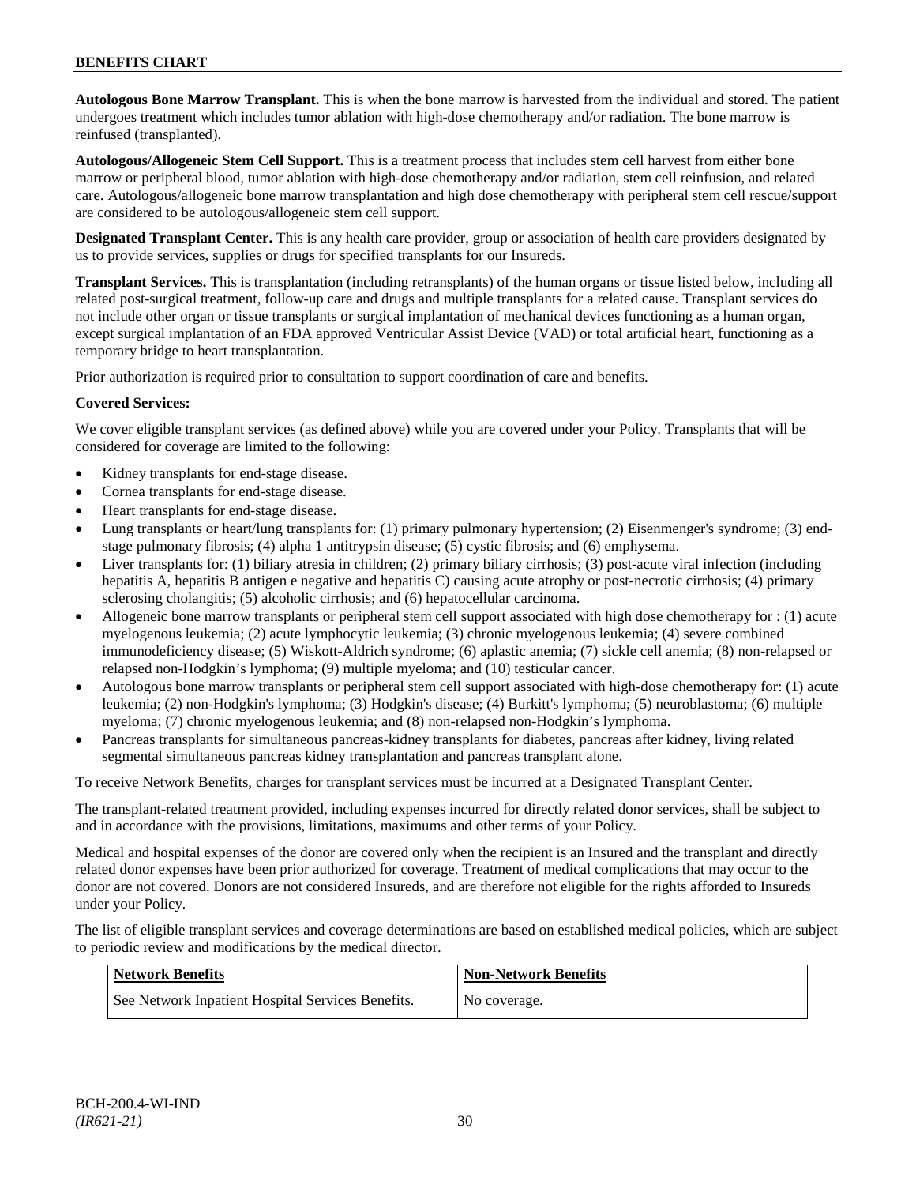**Autologous Bone Marrow Transplant.** This is when the bone marrow is harvested from the individual and stored. The patient undergoes treatment which includes tumor ablation with high-dose chemotherapy and/or radiation. The bone marrow is reinfused (transplanted).

**Autologous/Allogeneic Stem Cell Support.** This is a treatment process that includes stem cell harvest from either bone marrow or peripheral blood, tumor ablation with high-dose chemotherapy and/or radiation, stem cell reinfusion, and related care. Autologous/allogeneic bone marrow transplantation and high dose chemotherapy with peripheral stem cell rescue/support are considered to be autologous/allogeneic stem cell support.

**Designated Transplant Center.** This is any health care provider, group or association of health care providers designated by us to provide services, supplies or drugs for specified transplants for our Insureds.

**Transplant Services.** This is transplantation (including retransplants) of the human organs or tissue listed below, including all related post-surgical treatment, follow-up care and drugs and multiple transplants for a related cause. Transplant services do not include other organ or tissue transplants or surgical implantation of mechanical devices functioning as a human organ, except surgical implantation of an FDA approved Ventricular Assist Device (VAD) or total artificial heart, functioning as a temporary bridge to heart transplantation.

Prior authorization is required prior to consultation to support coordination of care and benefits.

**Covered Services:**

We cover eligible transplant services (as defined above) while you are covered under your Policy. Transplants that will be considered for coverage are limited to the following:

- Kidney transplants for end-stage disease.
- Cornea transplants for end-stage disease.
- Heart transplants for end-stage disease.
- Lung transplants or heart/lung transplants for: (1) primary pulmonary hypertension; (2) Eisenmenger's syndrome; (3) end-stage pulmonary fibrosis; (4) alpha 1 antitrypsin disease; (5) cystic fibrosis; and (6) emphysema.
- Liver transplants for: (1) biliary atresia in children; (2) primary biliary cirrhosis; (3) post-acute viral infection (including hepatitis A, hepatitis B antigen e negative and hepatitis C) causing acute atrophy or post-necrotic cirrhosis; (4) primary sclerosing cholangitis; (5) alcoholic cirrhosis; and (6) hepatocellular carcinoma.
- Allogeneic bone marrow transplants or peripheral stem cell support associated with high dose chemotherapy for : (1) acute myelogenous leukemia; (2) acute lymphocytic leukemia; (3) chronic myelogenous leukemia; (4) severe combined immunodeficiency disease; (5) Wiskott-Aldrich syndrome; (6) aplastic anemia; (7) sickle cell anemia; (8) non-relapsed or relapsed non-Hodgkin's lymphoma; (9) multiple myeloma; and (10) testicular cancer.
- Autologous bone marrow transplants or peripheral stem cell support associated with high-dose chemotherapy for: (1) acute leukemia; (2) non-Hodgkin's lymphoma; (3) Hodgkin's disease; (4) Burkitt's lymphoma; (5) neuroblastoma; (6) multiple myeloma; (7) chronic myelogenous leukemia; and (8) non-relapsed non-Hodgkin's lymphoma.
- Pancreas transplants for simultaneous pancreas-kidney transplants for diabetes, pancreas after kidney, living related segmental simultaneous pancreas kidney transplantation and pancreas transplant alone.

To receive Network Benefits, charges for transplant services must be incurred at a Designated Transplant Center.

The transplant-related treatment provided, including expenses incurred for directly related donor services, shall be subject to and in accordance with the provisions, limitations, maximums and other terms of your Policy.

Medical and hospital expenses of the donor are covered only when the recipient is an Insured and the transplant and directly related donor expenses have been prior authorized for coverage. Treatment of medical complications that may occur to the donor are not covered. Donors are not considered Insureds, and are therefore not eligible for the rights afforded to Insureds under your Policy.

The list of eligible transplant services and coverage determinations are based on established medical policies, which are subject to periodic review and modifications by the medical director.

| Network Benefits | Non-Network Benefits |
|---|---|
| See Network Inpatient Hospital Services Benefits. | No coverage. |

BCH-200.4-WI-IND
*(IR621-21)*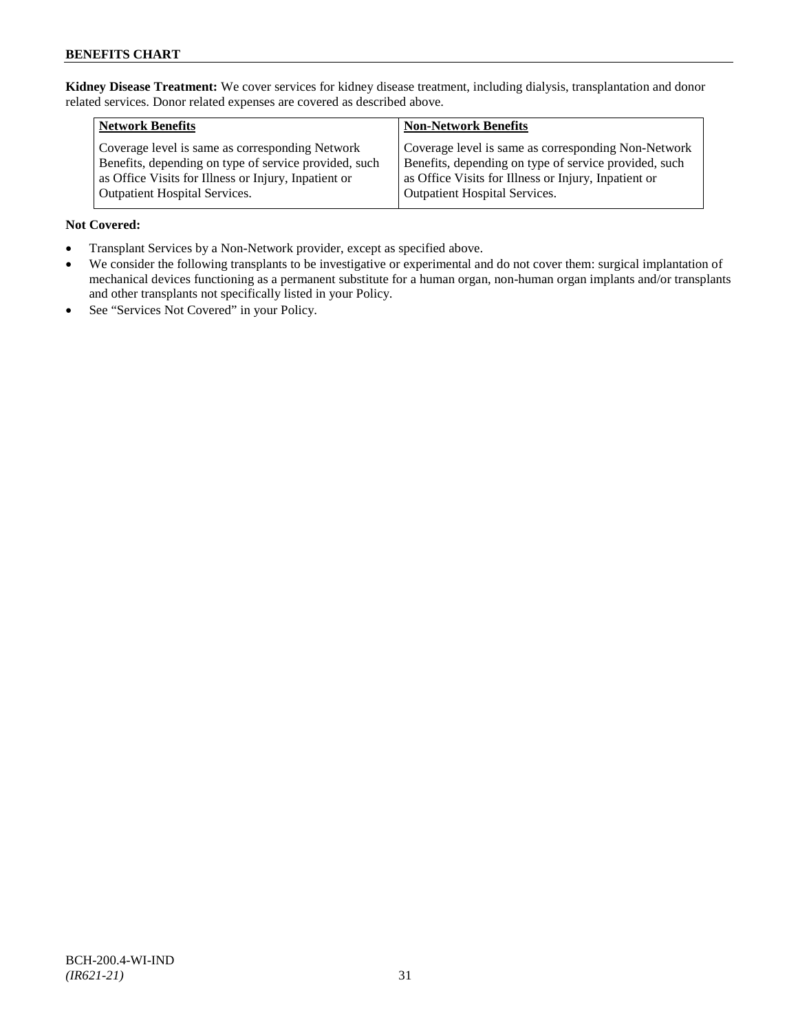**Kidney Disease Treatment:** We cover services for kidney disease treatment, including dialysis, transplantation and donor related services. Donor related expenses are covered as described above.

| Network Benefits | Non-Network Benefits |
|---|---|
| Coverage level is same as corresponding Network Benefits, depending on type of service provided, such as Office Visits for Illness or Injury, Inpatient or Outpatient Hospital Services. | Coverage level is same as corresponding Non-Network Benefits, depending on type of service provided, such as Office Visits for Illness or Injury, Inpatient or Outpatient Hospital Services. |

**Not Covered:**

- Transplant Services by a Non-Network provider, except as specified above.
- We consider the following transplants to be investigative or experimental and do not cover them: surgical implantation of mechanical devices functioning as a permanent substitute for a human organ, non-human organ implants and/or transplants and other transplants not specifically listed in your Policy.
- See "Services Not Covered" in your Policy.

BCH-200.4-WI-IND
*(IR621-21)*